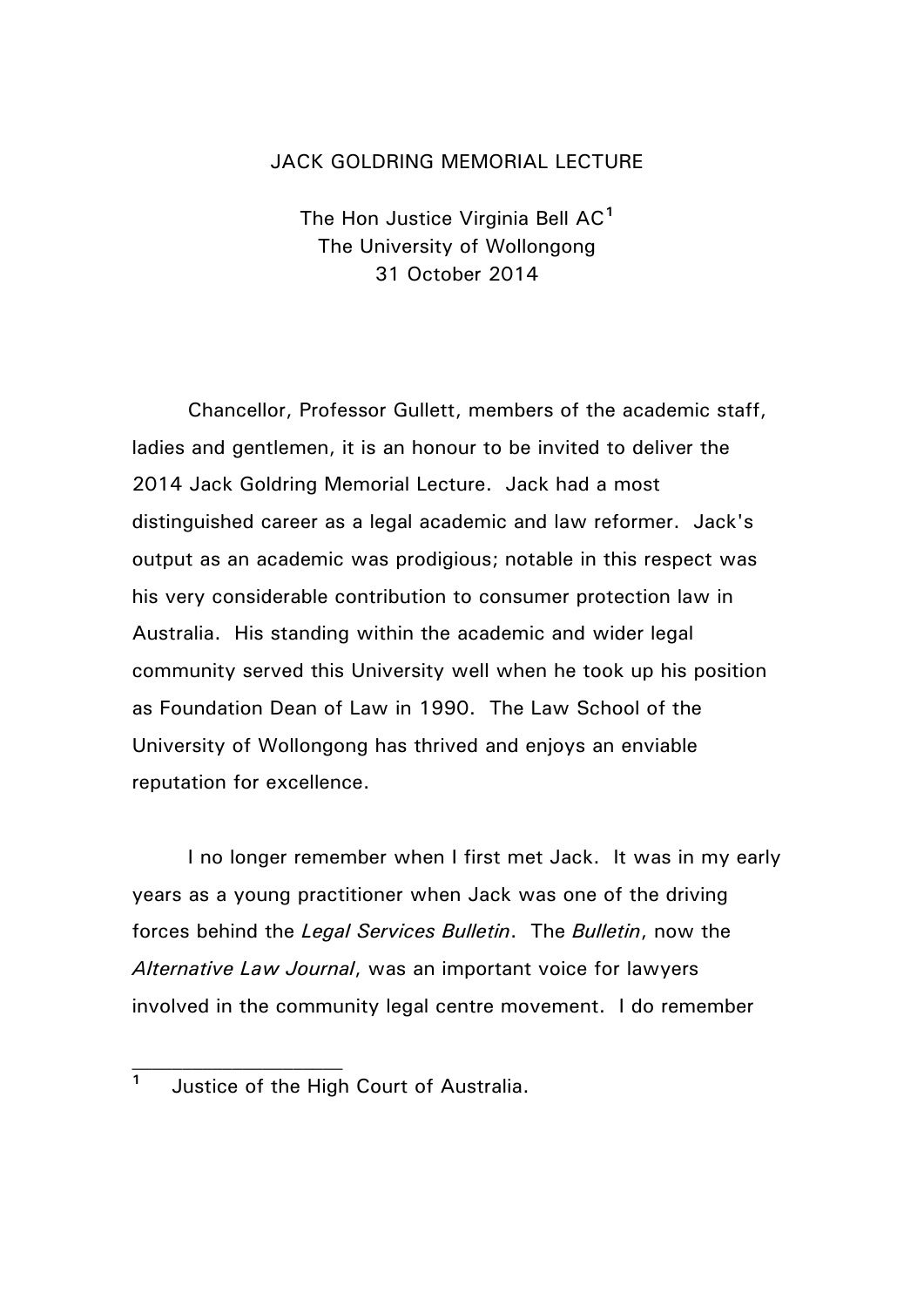# JACK GOLDRING MEMORIAL LECTURE

The Hon Justice Virginia Bell AC[1]
The University of Wollongong
31 October 2014

Chancellor, Professor Gullett, members of the academic staff, ladies and gentlemen, it is an honour to be invited to deliver the 2014 Jack Goldring Memorial Lecture. Jack had a most distinguished career as a legal academic and law reformer. Jack's output as an academic was prodigious; notable in this respect was his very considerable contribution to consumer protection law in Australia. His standing within the academic and wider legal community served this University well when he took up his position as Foundation Dean of Law in 1990. The Law School of the University of Wollongong has thrived and enjoys an enviable reputation for excellence.

I no longer remember when I first met Jack. It was in my early years as a young practitioner when Jack was one of the driving forces behind the *Legal Services Bulletin*. The *Bulletin*, now the *Alternative Law Journal*, was an important voice for lawyers involved in the community legal centre movement. I do remember

---

[1] Justice of the High Court of Australia.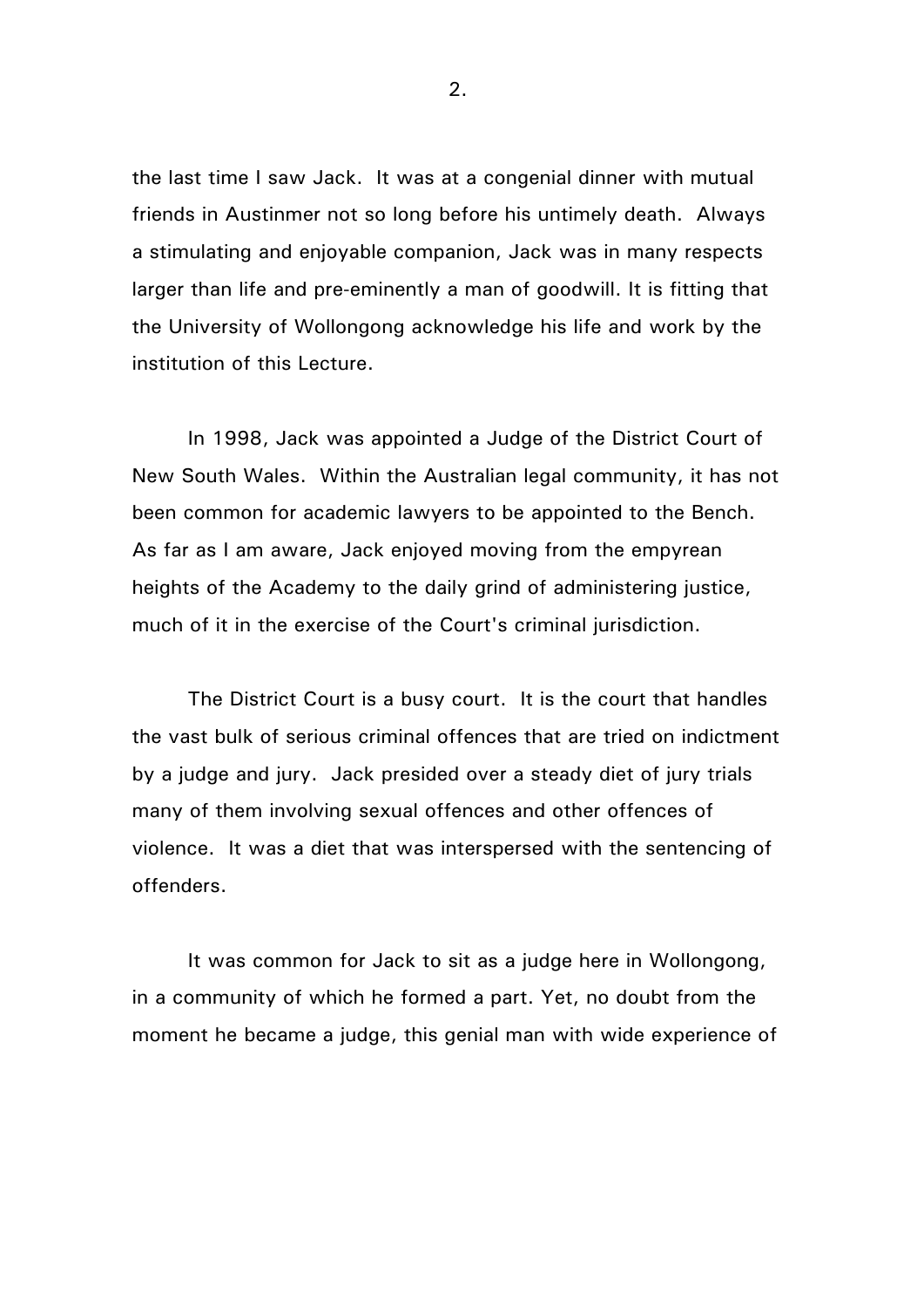the last time I saw Jack. It was at a congenial dinner with mutual friends in Austinmer not so long before his untimely death. Always a stimulating and enjoyable companion, Jack was in many respects larger than life and pre-eminently a man of goodwill. It is fitting that the University of Wollongong acknowledge his life and work by the institution of this Lecture.

In 1998, Jack was appointed a Judge of the District Court of New South Wales. Within the Australian legal community, it has not been common for academic lawyers to be appointed to the Bench. As far as I am aware, Jack enjoyed moving from the empyrean heights of the Academy to the daily grind of administering justice, much of it in the exercise of the Court's criminal jurisdiction.

The District Court is a busy court. It is the court that handles the vast bulk of serious criminal offences that are tried on indictment by a judge and jury. Jack presided over a steady diet of jury trials many of them involving sexual offences and other offences of violence. It was a diet that was interspersed with the sentencing of offenders.

It was common for Jack to sit as a judge here in Wollongong, in a community of which he formed a part. Yet, no doubt from the moment he became a judge, this genial man with wide experience of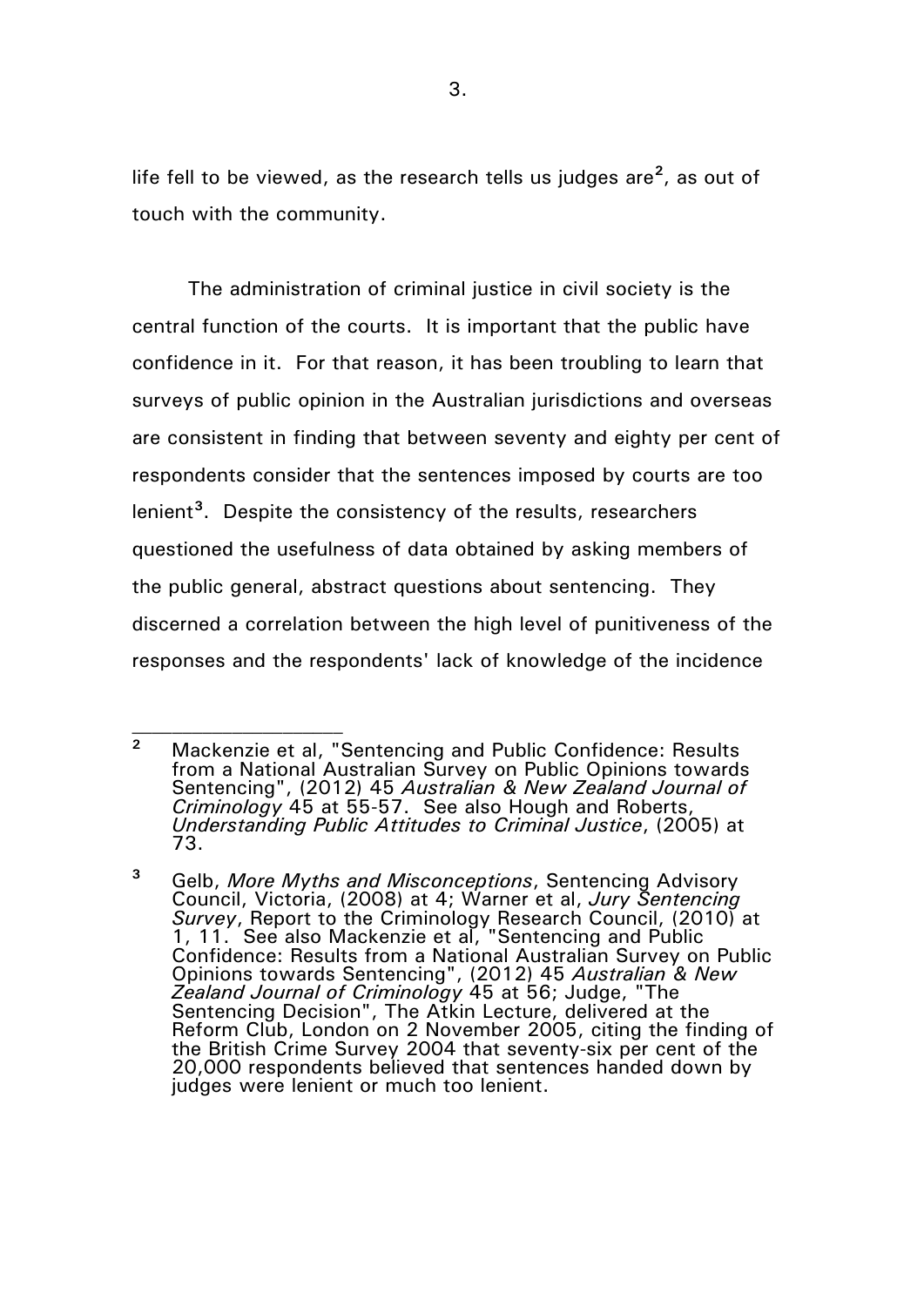life fell to be viewed, as the research tells us judges are[2], as out of touch with the community.

The administration of criminal justice in civil society is the central function of the courts. It is important that the public have confidence in it. For that reason, it has been troubling to learn that surveys of public opinion in the Australian jurisdictions and overseas are consistent in finding that between seventy and eighty per cent of respondents consider that the sentences imposed by courts are too lenient[3]. Despite the consistency of the results, researchers questioned the usefulness of data obtained by asking members of the public general, abstract questions about sentencing. They discerned a correlation between the high level of punitiveness of the responses and the respondents' lack of knowledge of the incidence

---

[2] Mackenzie et al, "Sentencing and Public Confidence: Results from a National Australian Survey on Public Opinions towards Sentencing", (2012) 45 *Australian & New Zealand Journal of Criminology* 45 at 55-57. See also Hough and Roberts, *Understanding Public Attitudes to Criminal Justice*, (2005) at 73.

[3] Gelb, *More Myths and Misconceptions*, Sentencing Advisory Council, Victoria, (2008) at 4; Warner et al, *Jury Sentencing Survey*, Report to the Criminology Research Council, (2010) at 1, 11. See also Mackenzie et al, "Sentencing and Public Confidence: Results from a National Australian Survey on Public Opinions towards Sentencing", (2012) 45 *Australian & New Zealand Journal of Criminology* 45 at 56; Judge, "The Sentencing Decision", The Atkin Lecture, delivered at the Reform Club, London on 2 November 2005, citing the finding of the British Crime Survey 2004 that seventy-six per cent of the 20,000 respondents believed that sentences handed down by judges were lenient or much too lenient.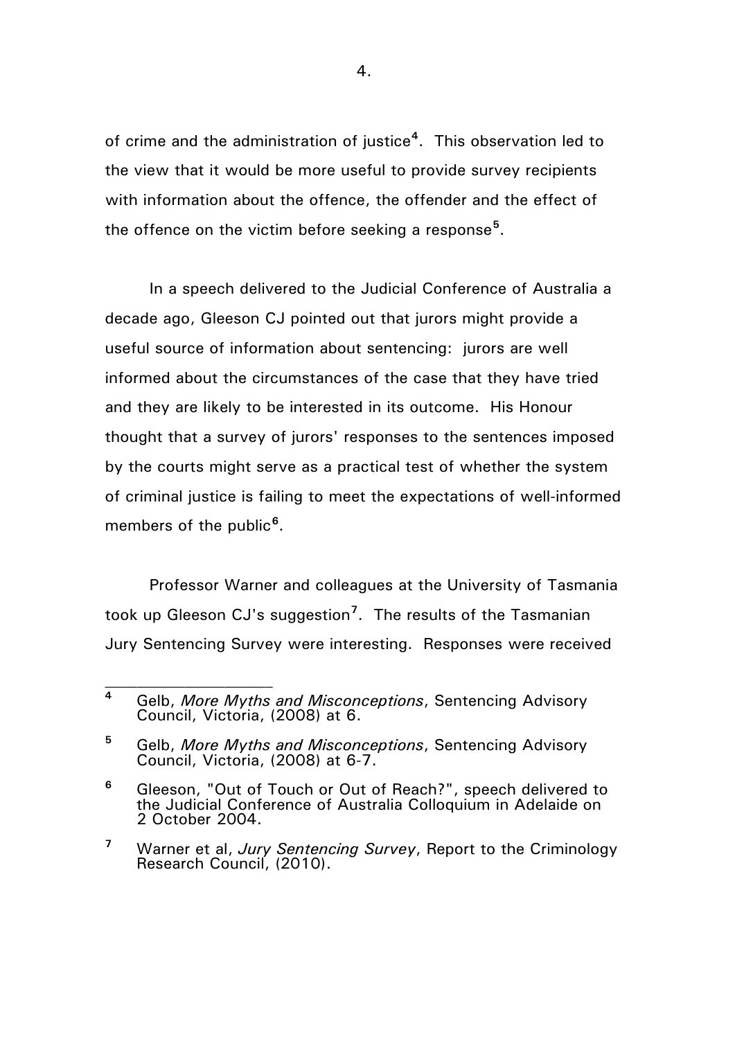of crime and the administration of justice[4]. This observation led to the view that it would be more useful to provide survey recipients with information about the offence, the offender and the effect of the offence on the victim before seeking a response[5].

In a speech delivered to the Judicial Conference of Australia a decade ago, Gleeson CJ pointed out that jurors might provide a useful source of information about sentencing: jurors are well informed about the circumstances of the case that they have tried and they are likely to be interested in its outcome. His Honour thought that a survey of jurors' responses to the sentences imposed by the courts might serve as a practical test of whether the system of criminal justice is failing to meet the expectations of well-informed members of the public[6].

Professor Warner and colleagues at the University of Tasmania took up Gleeson CJ's suggestion[7]. The results of the Tasmanian Jury Sentencing Survey were interesting. Responses were received

---

[4] Gelb, *More Myths and Misconceptions*, Sentencing Advisory Council, Victoria, (2008) at 6.

[5] Gelb, *More Myths and Misconceptions*, Sentencing Advisory Council, Victoria, (2008) at 6-7.

[6] Gleeson, "Out of Touch or Out of Reach?", speech delivered to the Judicial Conference of Australia Colloquium in Adelaide on 2 October 2004.

[7] Warner et al, *Jury Sentencing Survey*, Report to the Criminology Research Council, (2010).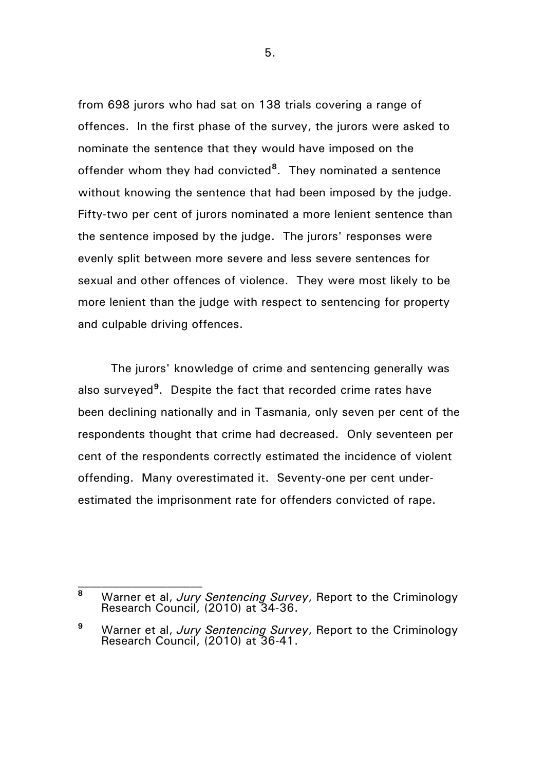from 698 jurors who had sat on 138 trials covering a range of offences. In the first phase of the survey, the jurors were asked to nominate the sentence that they would have imposed on the offender whom they had convicted[8]. They nominated a sentence without knowing the sentence that had been imposed by the judge. Fifty-two per cent of jurors nominated a more lenient sentence than the sentence imposed by the judge. The jurors' responses were evenly split between more severe and less severe sentences for sexual and other offences of violence. They were most likely to be more lenient than the judge with respect to sentencing for property and culpable driving offences.

The jurors' knowledge of crime and sentencing generally was also surveyed[9]. Despite the fact that recorded crime rates have been declining nationally and in Tasmania, only seven per cent of the respondents thought that crime had decreased. Only seventeen per cent of the respondents correctly estimated the incidence of violent offending. Many overestimated it. Seventy-one per cent under-estimated the imprisonment rate for offenders convicted of rape.

---

[8] Warner et al, *Jury Sentencing Survey*, Report to the Criminology Research Council, (2010) at 34-36.

[9] Warner et al, *Jury Sentencing Survey*, Report to the Criminology Research Council, (2010) at 36-41.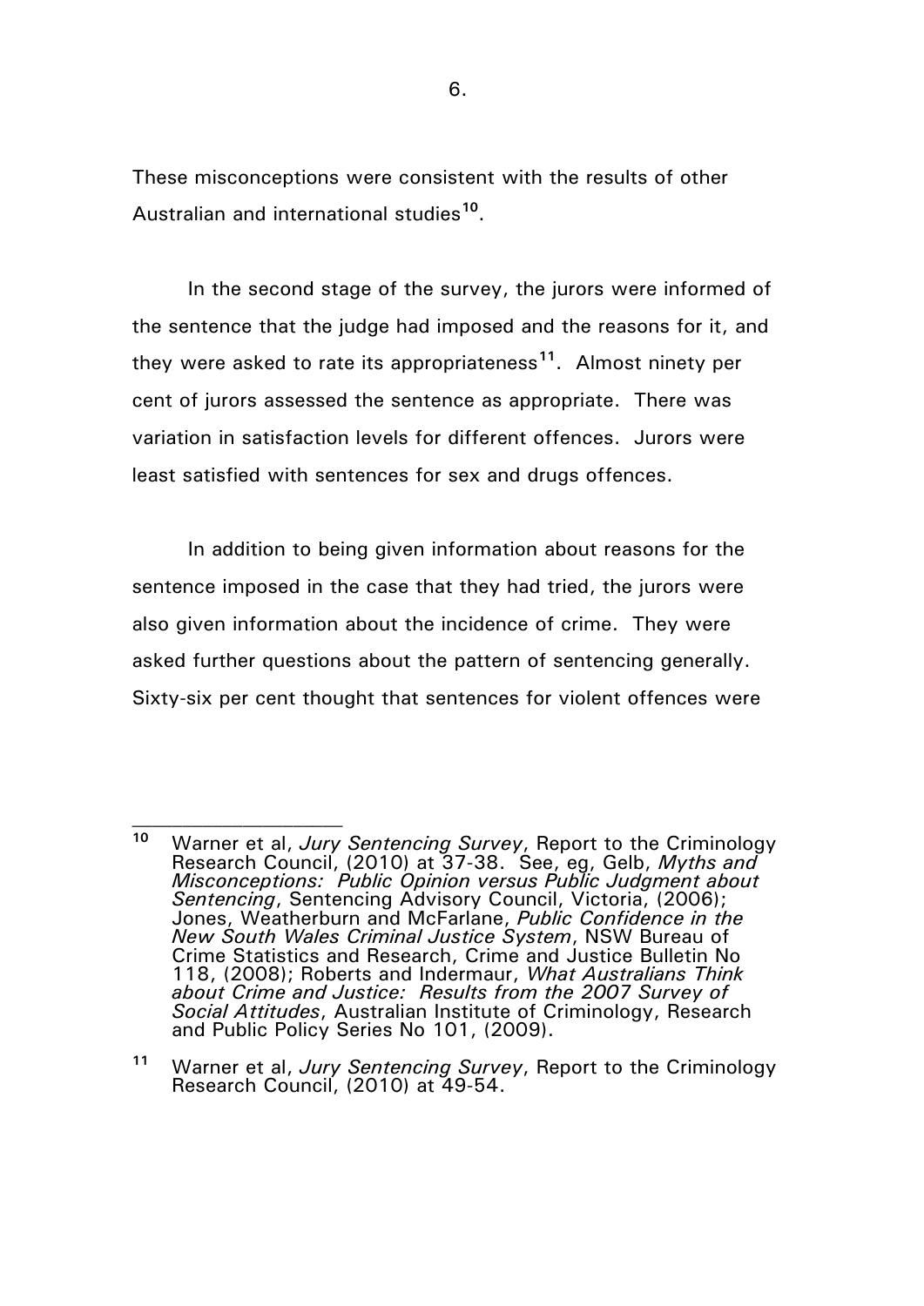These misconceptions were consistent with the results of other Australian and international studies[10].

In the second stage of the survey, the jurors were informed of the sentence that the judge had imposed and the reasons for it, and they were asked to rate its appropriateness[11]. Almost ninety per cent of jurors assessed the sentence as appropriate. There was variation in satisfaction levels for different offences. Jurors were least satisfied with sentences for sex and drugs offences.

In addition to being given information about reasons for the sentence imposed in the case that they had tried, the jurors were also given information about the incidence of crime. They were asked further questions about the pattern of sentencing generally. Sixty-six per cent thought that sentences for violent offences were

---

[10] Warner et al, *Jury Sentencing Survey*, Report to the Criminology Research Council, (2010) at 37-38. See, eg, Gelb, *Myths and Misconceptions: Public Opinion versus Public Judgment about Sentencing*, Sentencing Advisory Council, Victoria, (2006); Jones, Weatherburn and McFarlane, *Public Confidence in the New South Wales Criminal Justice System*, NSW Bureau of Crime Statistics and Research, Crime and Justice Bulletin No 118, (2008); Roberts and Indermaur, *What Australians Think about Crime and Justice: Results from the 2007 Survey of Social Attitudes*, Australian Institute of Criminology, Research and Public Policy Series No 101, (2009).

[11] Warner et al, *Jury Sentencing Survey*, Report to the Criminology Research Council, (2010) at 49-54.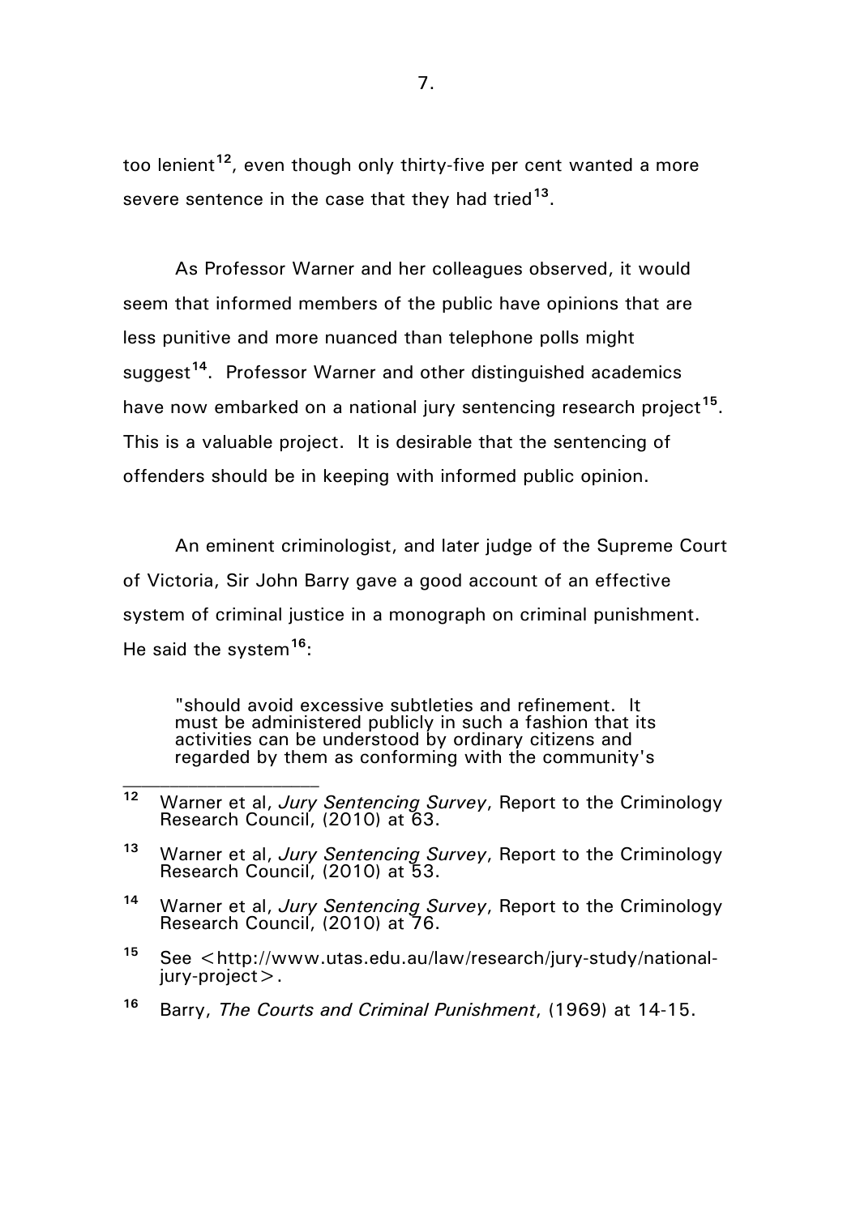too lenient[12], even though only thirty-five per cent wanted a more severe sentence in the case that they had tried[13].

As Professor Warner and her colleagues observed, it would seem that informed members of the public have opinions that are less punitive and more nuanced than telephone polls might suggest[14]. Professor Warner and other distinguished academics have now embarked on a national jury sentencing research project[15]. This is a valuable project. It is desirable that the sentencing of offenders should be in keeping with informed public opinion.

An eminent criminologist, and later judge of the Supreme Court of Victoria, Sir John Barry gave a good account of an effective system of criminal justice in a monograph on criminal punishment. He said the system[16]:

> "should avoid excessive subtleties and refinement. It must be administered publicly in such a fashion that its activities can be understood by ordinary citizens and regarded by them as conforming with the community's

---

[12] Warner et al, *Jury Sentencing Survey*, Report to the Criminology Research Council, (2010) at 63.

[13] Warner et al, *Jury Sentencing Survey*, Report to the Criminology Research Council, (2010) at 53.

[14] Warner et al, *Jury Sentencing Survey*, Report to the Criminology Research Council, (2010) at 76.

[15] See <http://www.utas.edu.au/law/research/jury-study/national-jury-project>.

[16] Barry, *The Courts and Criminal Punishment*, (1969) at 14-15.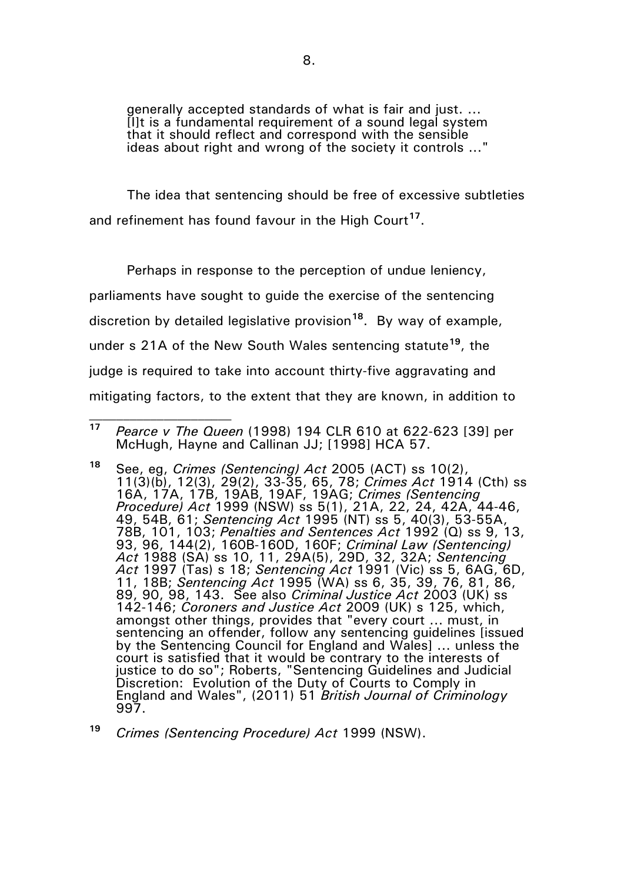> generally accepted standards of what is fair and just. ... [I]t is a fundamental requirement of a sound legal system that it should reflect and correspond with the sensible ideas about right and wrong of the society it controls ..."

The idea that sentencing should be free of excessive subtleties and refinement has found favour in the High Court[17].

Perhaps in response to the perception of undue leniency, parliaments have sought to guide the exercise of the sentencing discretion by detailed legislative provision[18]. By way of example, under s 21A of the New South Wales sentencing statute[19], the judge is required to take into account thirty-five aggravating and mitigating factors, to the extent that they are known, in addition to

---

[17] *Pearce v The Queen* (1998) 194 CLR 610 at 622-623 [39] per McHugh, Hayne and Callinan JJ; [1998] HCA 57.

[18] See, eg, *Crimes (Sentencing) Act* 2005 (ACT) ss 10(2), 11(3)(b), 12(3), 29(2), 33-35, 65, 78; *Crimes Act* 1914 (Cth) ss 16A, 17A, 17B, 19AB, 19AF, 19AG; *Crimes (Sentencing Procedure) Act* 1999 (NSW) ss 5(1), 21A, 22, 24, 42A, 44-46, 49, 54B, 61; *Sentencing Act* 1995 (NT) ss 5, 40(3), 53-55A, 78B, 101, 103; *Penalties and Sentences Act* 1992 (Q) ss 9, 13, 93, 96, 144(2), 160B-160D, 160F; *Criminal Law (Sentencing) Act* 1988 (SA) ss 10, 11, 29A(5), 29D, 32, 32A; *Sentencing Act* 1997 (Tas) s 18; *Sentencing Act* 1991 (Vic) ss 5, 6AG, 6D, 11, 18B; *Sentencing Act* 1995 (WA) ss 6, 35, 39, 76, 81, 86, 89, 90, 98, 143. See also *Criminal Justice Act* 2003 (UK) ss 142-146; *Coroners and Justice Act* 2009 (UK) s 125, which, amongst other things, provides that "every court ... must, in sentencing an offender, follow any sentencing guidelines [issued by the Sentencing Council for England and Wales] ... unless the court is satisfied that it would be contrary to the interests of justice to do so"; Roberts, "Sentencing Guidelines and Judicial Discretion: Evolution of the Duty of Courts to Comply in England and Wales", (2011) 51 *British Journal of Criminology* 997.

[19] *Crimes (Sentencing Procedure) Act* 1999 (NSW).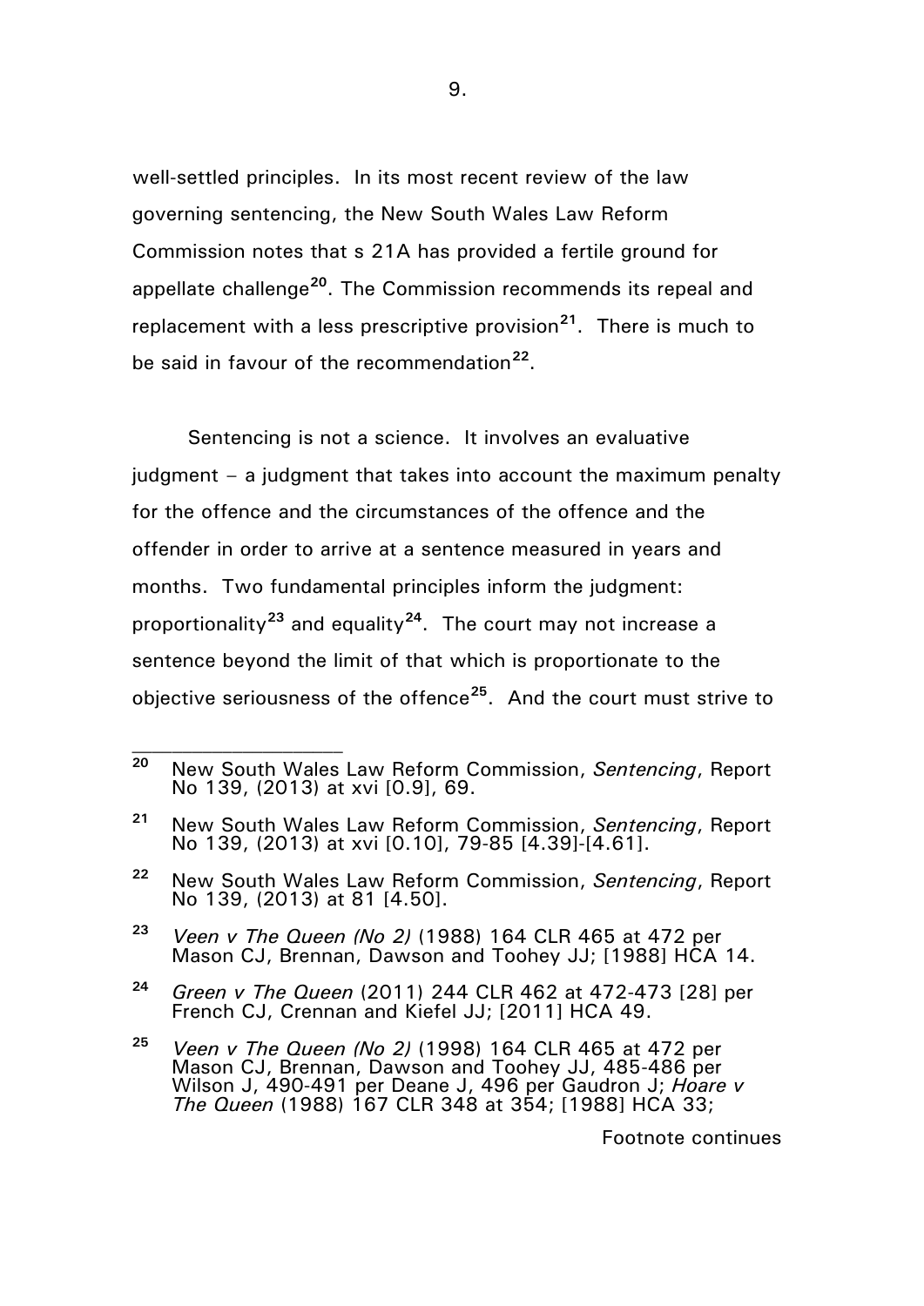well-settled principles. In its most recent review of the law governing sentencing, the New South Wales Law Reform Commission notes that s 21A has provided a fertile ground for appellate challenge[20]. The Commission recommends its repeal and replacement with a less prescriptive provision[21]. There is much to be said in favour of the recommendation[22].

Sentencing is not a science. It involves an evaluative judgment – a judgment that takes into account the maximum penalty for the offence and the circumstances of the offence and the offender in order to arrive at a sentence measured in years and months. Two fundamental principles inform the judgment: proportionality[23] and equality[24]. The court may not increase a sentence beyond the limit of that which is proportionate to the objective seriousness of the offence[25]. And the court must strive to

---

[20] New South Wales Law Reform Commission, *Sentencing*, Report No 139, (2013) at xvi [0.9], 69.

[21] New South Wales Law Reform Commission, *Sentencing*, Report No 139, (2013) at xvi [0.10], 79-85 [4.39]-[4.61].

[22] New South Wales Law Reform Commission, *Sentencing*, Report No 139, (2013) at 81 [4.50].

[23] *Veen v The Queen (No 2)* (1988) 164 CLR 465 at 472 per Mason CJ, Brennan, Dawson and Toohey JJ; [1988] HCA 14.

[24] *Green v The Queen* (2011) 244 CLR 462 at 472-473 [28] per French CJ, Crennan and Kiefel JJ; [2011] HCA 49.

[25] *Veen v The Queen (No 2)* (1998) 164 CLR 465 at 472 per Mason CJ, Brennan, Dawson and Toohey JJ, 485-486 per Wilson J, 490-491 per Deane J, 496 per Gaudron J; *Hoare v The Queen* (1988) 167 CLR 348 at 354; [1988] HCA 33;

Footnote continues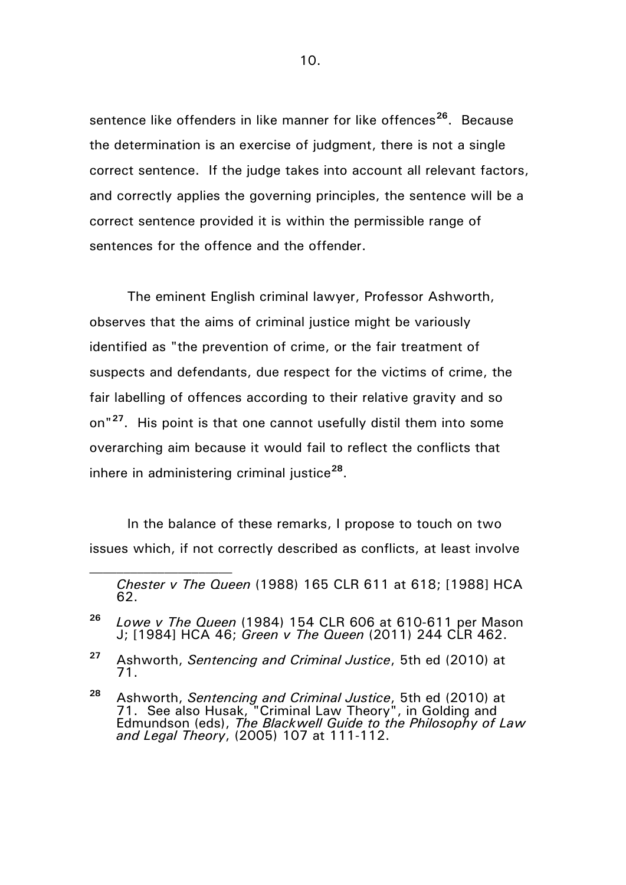sentence like offenders in like manner for like offences[26]. Because the determination is an exercise of judgment, there is not a single correct sentence. If the judge takes into account all relevant factors, and correctly applies the governing principles, the sentence will be a correct sentence provided it is within the permissible range of sentences for the offence and the offender.

The eminent English criminal lawyer, Professor Ashworth, observes that the aims of criminal justice might be variously identified as "the prevention of crime, or the fair treatment of suspects and defendants, due respect for the victims of crime, the fair labelling of offences according to their relative gravity and so on"[27]. His point is that one cannot usefully distil them into some overarching aim because it would fail to reflect the conflicts that inhere in administering criminal justice[28].

In the balance of these remarks, I propose to touch on two issues which, if not correctly described as conflicts, at least involve

---

*Chester v The Queen* (1988) 165 CLR 611 at 618; [1988] HCA 62.

[26] *Lowe v The Queen* (1984) 154 CLR 606 at 610-611 per Mason J; [1984] HCA 46; *Green v The Queen* (2011) 244 CLR 462.

[27] Ashworth, *Sentencing and Criminal Justice*, 5th ed (2010) at 71.

[28] Ashworth, *Sentencing and Criminal Justice*, 5th ed (2010) at 71. See also Husak, "Criminal Law Theory", in Golding and Edmundson (eds), *The Blackwell Guide to the Philosophy of Law and Legal Theory*, (2005) 107 at 111-112.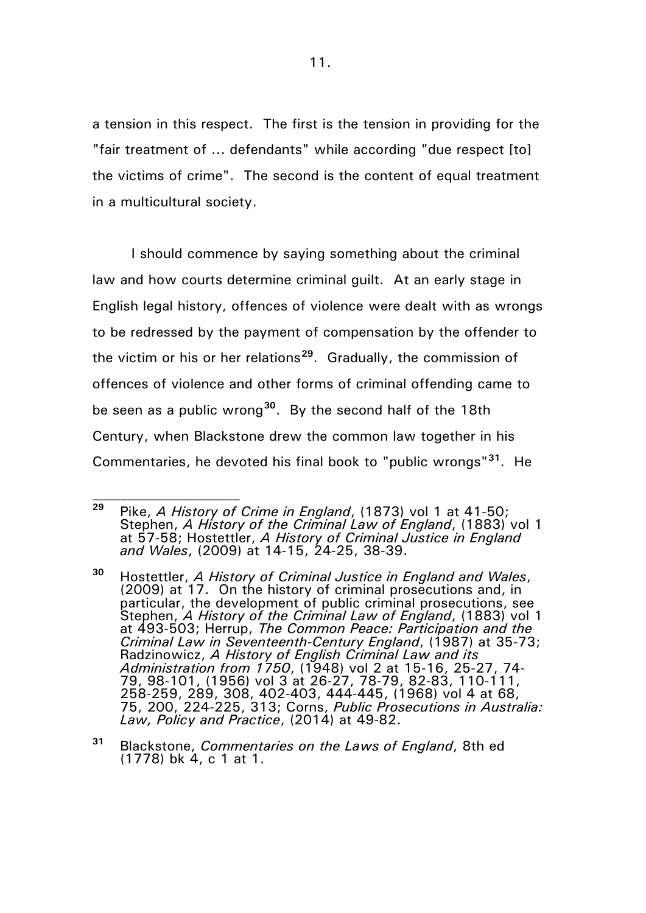a tension in this respect. The first is the tension in providing for the "fair treatment of ... defendants" while according "due respect [to] the victims of crime". The second is the content of equal treatment in a multicultural society.

I should commence by saying something about the criminal law and how courts determine criminal guilt. At an early stage in English legal history, offences of violence were dealt with as wrongs to be redressed by the payment of compensation by the offender to the victim or his or her relations[29]. Gradually, the commission of offences of violence and other forms of criminal offending came to be seen as a public wrong[30]. By the second half of the 18th Century, when Blackstone drew the common law together in his Commentaries, he devoted his final book to "public wrongs"[31]. He

---

[29] Pike, *A History of Crime in England*, (1873) vol 1 at 41-50; Stephen, *A History of the Criminal Law of England*, (1883) vol 1 at 57-58; Hostettler, *A History of Criminal Justice in England and Wales*, (2009) at 14-15, 24-25, 38-39.

[30] Hostettler, *A History of Criminal Justice in England and Wales*, (2009) at 17. On the history of criminal prosecutions and, in particular, the development of public criminal prosecutions, see Stephen, *A History of the Criminal Law of England*, (1883) vol 1 at 493-503; Herrup, *The Common Peace: Participation and the Criminal Law in Seventeenth-Century England*, (1987) at 35-73; Radzinowicz, *A History of English Criminal Law and its Administration from 1750*, (1948) vol 2 at 15-16, 25-27, 74-79, 98-101, (1956) vol 3 at 26-27, 78-79, 82-83, 110-111, 258-259, 289, 308, 402-403, 444-445, (1968) vol 4 at 68, 75, 200, 224-225, 313; Corns, *Public Prosecutions in Australia: Law, Policy and Practice*, (2014) at 49-82.

[31] Blackstone, *Commentaries on the Laws of England*, 8th ed (1778) bk 4, c 1 at 1.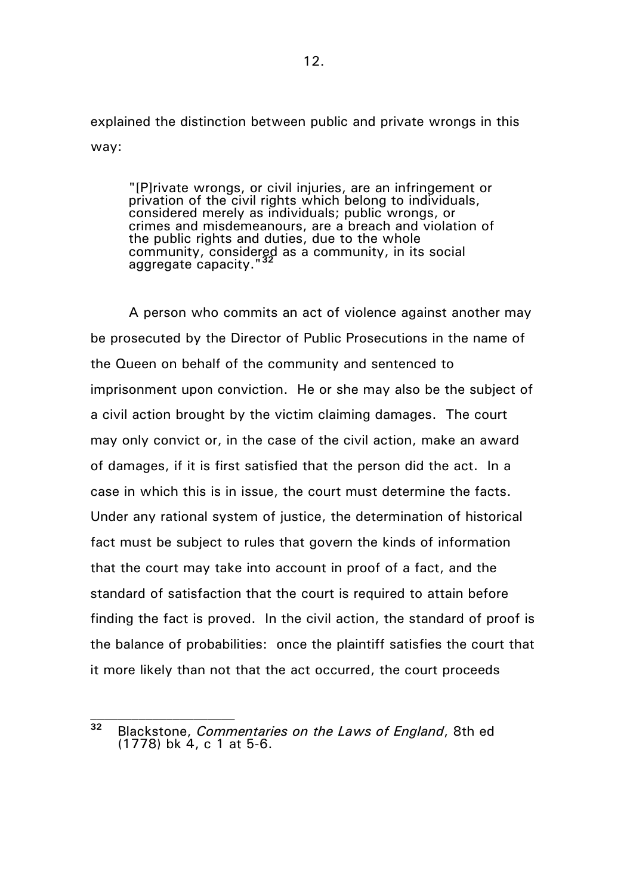explained the distinction between public and private wrongs in this way:

> "[P]rivate wrongs, or civil injuries, are an infringement or privation of the civil rights which belong to individuals, considered merely as individuals; public wrongs, or crimes and misdemeanours, are a breach and violation of the public rights and duties, due to the whole community, considered as a community, in its social aggregate capacity."[32]

A person who commits an act of violence against another may be prosecuted by the Director of Public Prosecutions in the name of the Queen on behalf of the community and sentenced to imprisonment upon conviction. He or she may also be the subject of a civil action brought by the victim claiming damages. The court may only convict or, in the case of the civil action, make an award of damages, if it is first satisfied that the person did the act. In a case in which this is in issue, the court must determine the facts. Under any rational system of justice, the determination of historical fact must be subject to rules that govern the kinds of information that the court may take into account in proof of a fact, and the standard of satisfaction that the court is required to attain before finding the fact is proved. In the civil action, the standard of proof is the balance of probabilities: once the plaintiff satisfies the court that it more likely than not that the act occurred, the court proceeds

---

[32] Blackstone, *Commentaries on the Laws of England*, 8th ed (1778) bk 4, c 1 at 5-6.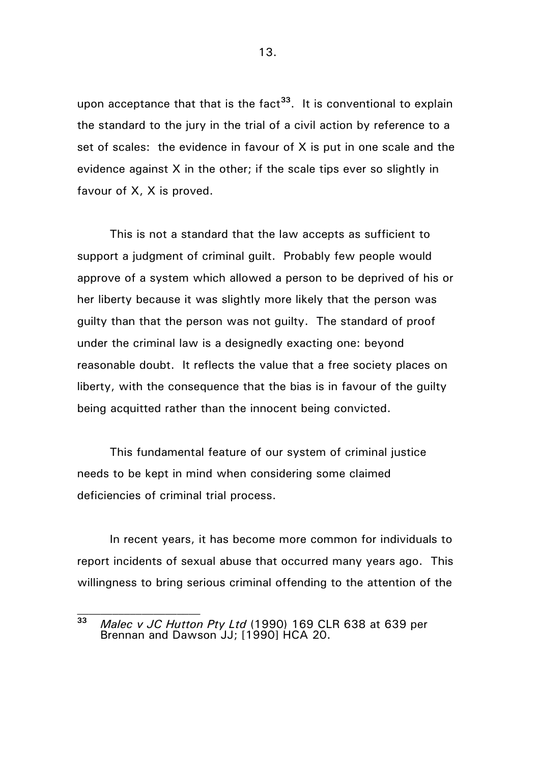upon acceptance that that is the fact[33]. It is conventional to explain the standard to the jury in the trial of a civil action by reference to a set of scales: the evidence in favour of X is put in one scale and the evidence against X in the other; if the scale tips ever so slightly in favour of X, X is proved.

This is not a standard that the law accepts as sufficient to support a judgment of criminal guilt. Probably few people would approve of a system which allowed a person to be deprived of his or her liberty because it was slightly more likely that the person was guilty than that the person was not guilty. The standard of proof under the criminal law is a designedly exacting one: beyond reasonable doubt. It reflects the value that a free society places on liberty, with the consequence that the bias is in favour of the guilty being acquitted rather than the innocent being convicted.

This fundamental feature of our system of criminal justice needs to be kept in mind when considering some claimed deficiencies of criminal trial process.

In recent years, it has become more common for individuals to report incidents of sexual abuse that occurred many years ago. This willingness to bring serious criminal offending to the attention of the

---

[33] *Malec v JC Hutton Pty Ltd* (1990) 169 CLR 638 at 639 per Brennan and Dawson JJ; [1990] HCA 20.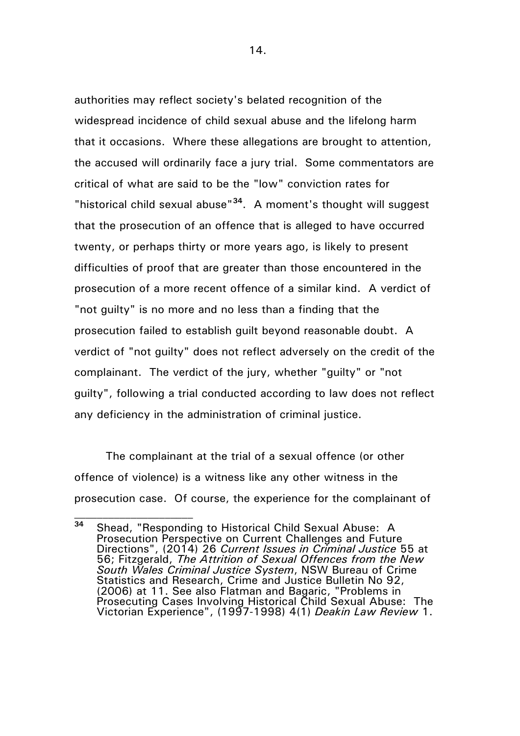authorities may reflect society's belated recognition of the widespread incidence of child sexual abuse and the lifelong harm that it occasions. Where these allegations are brought to attention, the accused will ordinarily face a jury trial. Some commentators are critical of what are said to be the "low" conviction rates for "historical child sexual abuse"[34]. A moment's thought will suggest that the prosecution of an offence that is alleged to have occurred twenty, or perhaps thirty or more years ago, is likely to present difficulties of proof that are greater than those encountered in the prosecution of a more recent offence of a similar kind. A verdict of "not guilty" is no more and no less than a finding that the prosecution failed to establish guilt beyond reasonable doubt. A verdict of "not guilty" does not reflect adversely on the credit of the complainant. The verdict of the jury, whether "guilty" or "not guilty", following a trial conducted according to law does not reflect any deficiency in the administration of criminal justice.

The complainant at the trial of a sexual offence (or other offence of violence) is a witness like any other witness in the prosecution case. Of course, the experience for the complainant of

---

[34] Shead, "Responding to Historical Child Sexual Abuse: A Prosecution Perspective on Current Challenges and Future Directions", (2014) 26 *Current Issues in Criminal Justice* 55 at 56; Fitzgerald, *The Attrition of Sexual Offences from the New South Wales Criminal Justice System*, NSW Bureau of Crime Statistics and Research, Crime and Justice Bulletin No 92, (2006) at 11. See also Flatman and Bagaric, "Problems in Prosecuting Cases Involving Historical Child Sexual Abuse: The Victorian Experience", (1997-1998) 4(1) *Deakin Law Review* 1.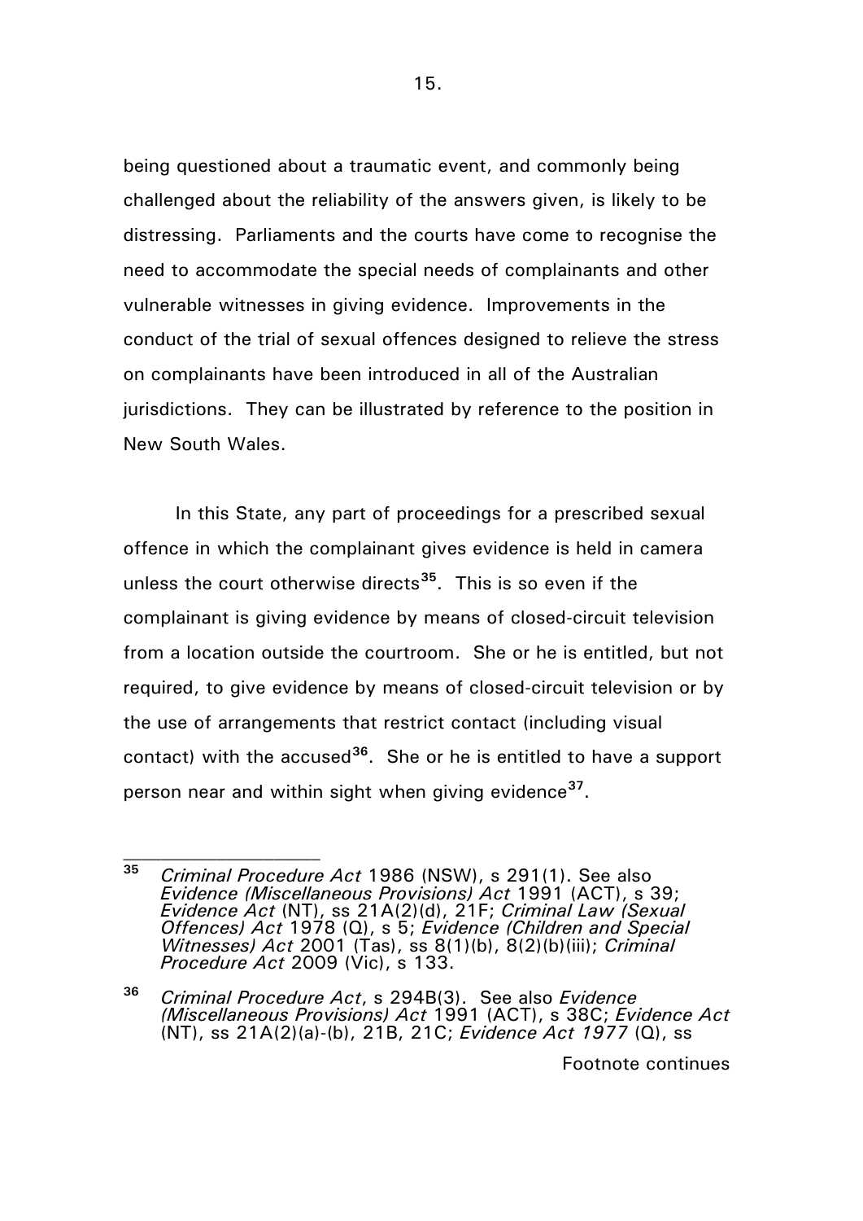being questioned about a traumatic event, and commonly being challenged about the reliability of the answers given, is likely to be distressing. Parliaments and the courts have come to recognise the need to accommodate the special needs of complainants and other vulnerable witnesses in giving evidence. Improvements in the conduct of the trial of sexual offences designed to relieve the stress on complainants have been introduced in all of the Australian jurisdictions. They can be illustrated by reference to the position in New South Wales.

In this State, any part of proceedings for a prescribed sexual offence in which the complainant gives evidence is held in camera unless the court otherwise directs[35]. This is so even if the complainant is giving evidence by means of closed-circuit television from a location outside the courtroom. She or he is entitled, but not required, to give evidence by means of closed-circuit television or by the use of arrangements that restrict contact (including visual contact) with the accused[36]. She or he is entitled to have a support person near and within sight when giving evidence[37].

---

[35] *Criminal Procedure Act* 1986 (NSW), s 291(1). See also *Evidence (Miscellaneous Provisions) Act* 1991 (ACT), s 39; *Evidence Act* (NT), ss 21A(2)(d), 21F; *Criminal Law (Sexual Offences) Act* 1978 (Q), s 5; *Evidence (Children and Special Witnesses) Act* 2001 (Tas), ss 8(1)(b), 8(2)(b)(iii); *Criminal Procedure Act* 2009 (Vic), s 133.

[36] *Criminal Procedure Act*, s 294B(3). See also *Evidence (Miscellaneous Provisions) Act* 1991 (ACT), s 38C; *Evidence Act* (NT), ss 21A(2)(a)-(b), 21B, 21C; *Evidence Act 1977* (Q), ss

Footnote continues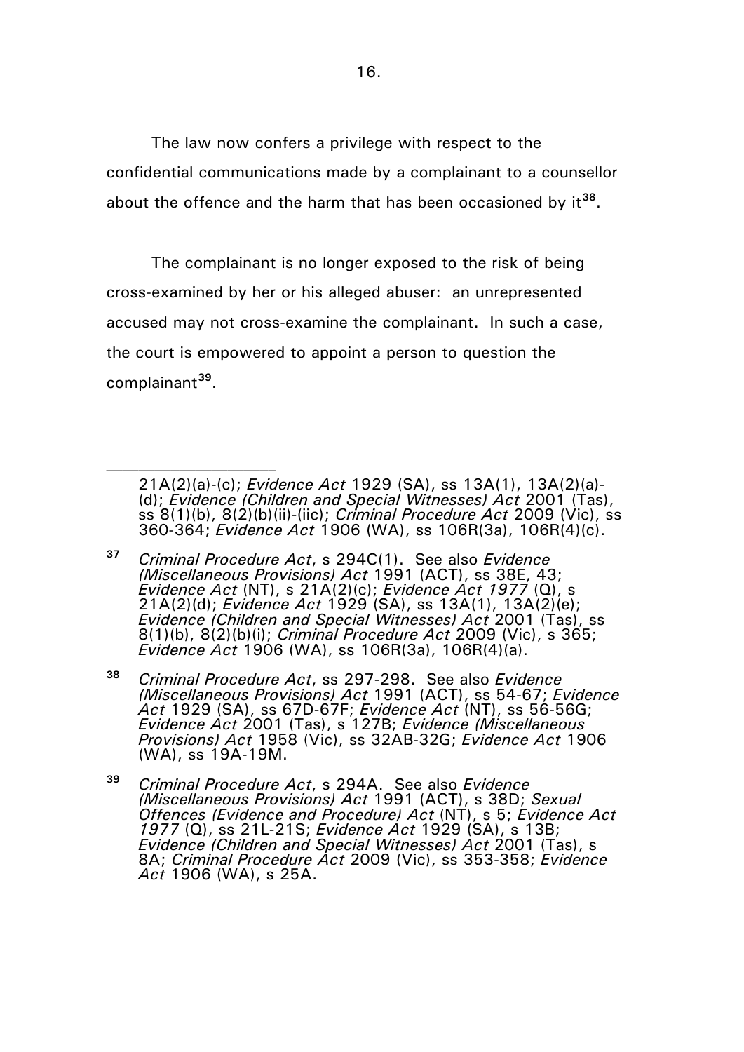The law now confers a privilege with respect to the confidential communications made by a complainant to a counsellor about the offence and the harm that has been occasioned by it[38].

The complainant is no longer exposed to the risk of being cross-examined by her or his alleged abuser: an unrepresented accused may not cross-examine the complainant. In such a case, the court is empowered to appoint a person to question the complainant[39].

---

21A(2)(a)-(c); *Evidence Act* 1929 (SA), ss 13A(1), 13A(2)(a)-(d); *Evidence (Children and Special Witnesses) Act* 2001 (Tas), ss 8(1)(b), 8(2)(b)(ii)-(iic); *Criminal Procedure Act* 2009 (Vic), ss 360-364; *Evidence Act* 1906 (WA), ss 106R(3a), 106R(4)(c).

[37] *Criminal Procedure Act*, s 294C(1). See also *Evidence (Miscellaneous Provisions) Act* 1991 (ACT), ss 38E, 43; *Evidence Act* (NT), s 21A(2)(c); *Evidence Act 1977* (Q), s 21A(2)(d); *Evidence Act* 1929 (SA), ss 13A(1), 13A(2)(e); *Evidence (Children and Special Witnesses) Act* 2001 (Tas), ss 8(1)(b), 8(2)(b)(i); *Criminal Procedure Act* 2009 (Vic), s 365; *Evidence Act* 1906 (WA), ss 106R(3a), 106R(4)(a).

[38] *Criminal Procedure Act*, ss 297-298. See also *Evidence (Miscellaneous Provisions) Act* 1991 (ACT), ss 54-67; *Evidence Act* 1929 (SA), ss 67D-67F; *Evidence Act* (NT), ss 56-56G; *Evidence Act* 2001 (Tas), s 127B; *Evidence (Miscellaneous Provisions) Act* 1958 (Vic), ss 32AB-32G; *Evidence Act* 1906 (WA), ss 19A-19M.

[39] *Criminal Procedure Act*, s 294A. See also *Evidence (Miscellaneous Provisions) Act* 1991 (ACT), s 38D; *Sexual Offences (Evidence and Procedure) Act* (NT), s 5; *Evidence Act 1977* (Q), ss 21L-21S; *Evidence Act* 1929 (SA), s 13B; *Evidence (Children and Special Witnesses) Act* 2001 (Tas), s 8A; *Criminal Procedure Act* 2009 (Vic), ss 353-358; *Evidence Act* 1906 (WA), s 25A.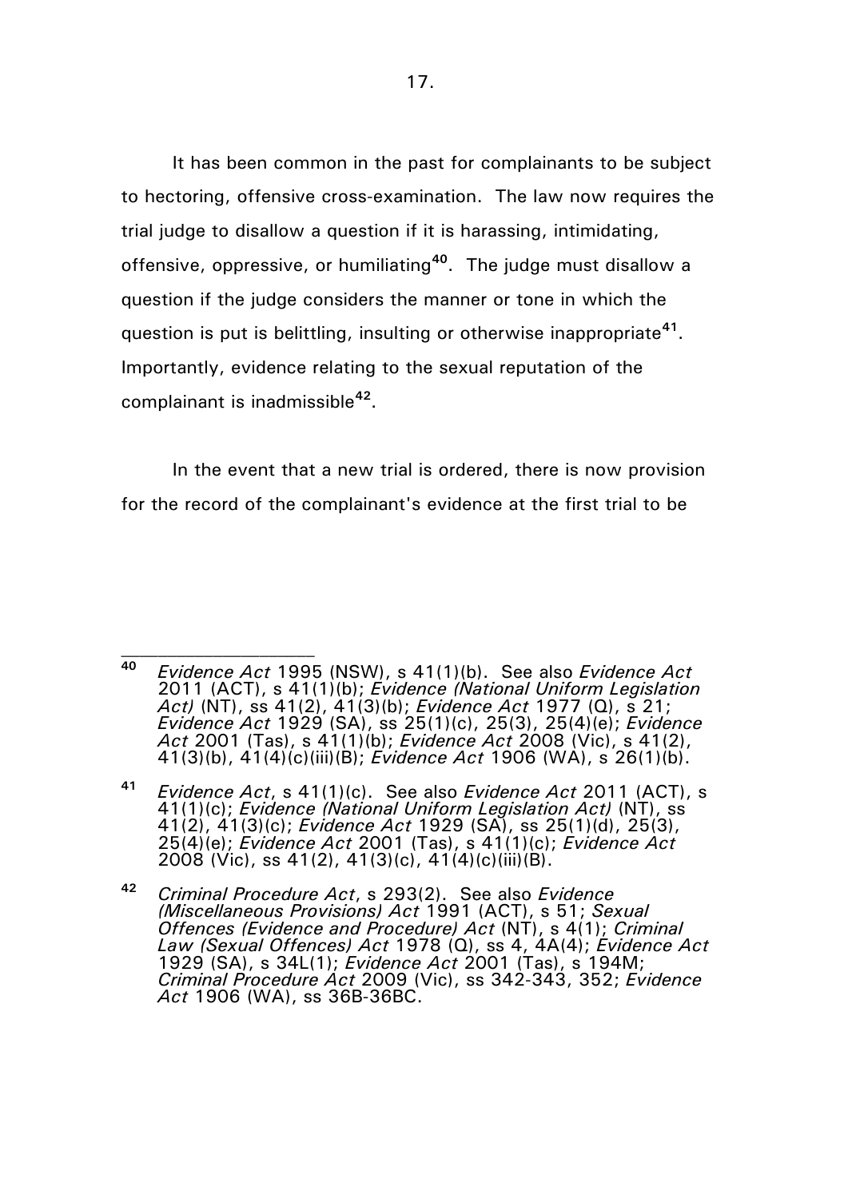It has been common in the past for complainants to be subject to hectoring, offensive cross-examination. The law now requires the trial judge to disallow a question if it is harassing, intimidating, offensive, oppressive, or humiliating[40]. The judge must disallow a question if the judge considers the manner or tone in which the question is put is belittling, insulting or otherwise inappropriate[41]. Importantly, evidence relating to the sexual reputation of the complainant is inadmissible[42].

In the event that a new trial is ordered, there is now provision for the record of the complainant's evidence at the first trial to be

---

[40] *Evidence Act* 1995 (NSW), s 41(1)(b). See also *Evidence Act* 2011 (ACT), s 41(1)(b); *Evidence (National Uniform Legislation Act)* (NT), ss 41(2), 41(3)(b); *Evidence Act* 1977 (Q), s 21; *Evidence Act* 1929 (SA), ss 25(1)(c), 25(3), 25(4)(e); *Evidence Act* 2001 (Tas), s 41(1)(b); *Evidence Act* 2008 (Vic), s 41(2), 41(3)(b), 41(4)(c)(iii)(B); *Evidence Act* 1906 (WA), s 26(1)(b).

[41] *Evidence Act*, s 41(1)(c). See also *Evidence Act* 2011 (ACT), s 41(1)(c); *Evidence (National Uniform Legislation Act)* (NT), ss 41(2), 41(3)(c); *Evidence Act* 1929 (SA), ss 25(1)(d), 25(3), 25(4)(e); *Evidence Act* 2001 (Tas), s 41(1)(c); *Evidence Act* 2008 (Vic), ss 41(2), 41(3)(c), 41(4)(c)(iii)(B).

[42] *Criminal Procedure Act*, s 293(2). See also *Evidence (Miscellaneous Provisions) Act* 1991 (ACT), s 51; *Sexual Offences (Evidence and Procedure) Act* (NT), s 4(1); *Criminal Law (Sexual Offences) Act* 1978 (Q), ss 4, 4A(4); *Evidence Act* 1929 (SA), s 34L(1); *Evidence Act* 2001 (Tas), s 194M; *Criminal Procedure Act* 2009 (Vic), ss 342-343, 352; *Evidence Act* 1906 (WA), ss 36B-36BC.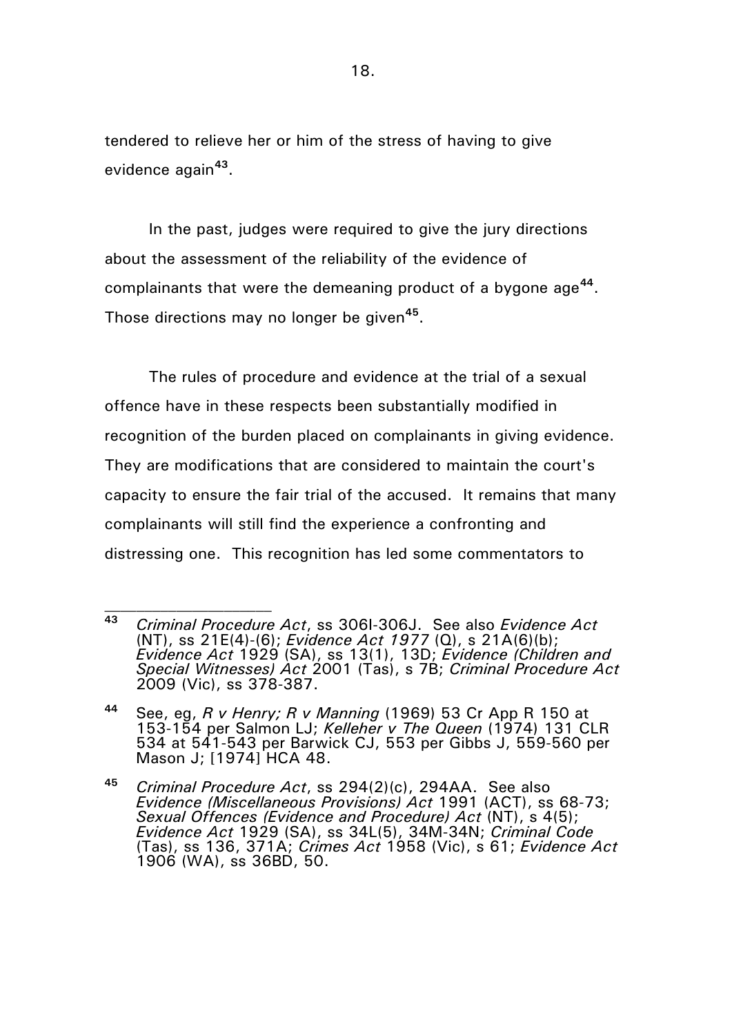tendered to relieve her or him of the stress of having to give evidence again[43].

In the past, judges were required to give the jury directions about the assessment of the reliability of the evidence of complainants that were the demeaning product of a bygone age[44]. Those directions may no longer be given[45].

The rules of procedure and evidence at the trial of a sexual offence have in these respects been substantially modified in recognition of the burden placed on complainants in giving evidence. They are modifications that are considered to maintain the court's capacity to ensure the fair trial of the accused. It remains that many complainants will still find the experience a confronting and distressing one. This recognition has led some commentators to

---

[43] *Criminal Procedure Act*, ss 306I-306J. See also *Evidence Act* (NT), ss 21E(4)-(6); *Evidence Act 1977* (Q), s 21A(6)(b); *Evidence Act* 1929 (SA), ss 13(1), 13D; *Evidence (Children and Special Witnesses) Act* 2001 (Tas), s 7B; *Criminal Procedure Act* 2009 (Vic), ss 378-387.

[44] See, eg, *R v Henry; R v Manning* (1969) 53 Cr App R 150 at 153-154 per Salmon LJ; *Kelleher v The Queen* (1974) 131 CLR 534 at 541-543 per Barwick CJ, 553 per Gibbs J, 559-560 per Mason J; [1974] HCA 48.

[45] *Criminal Procedure Act*, ss 294(2)(c), 294AA. See also *Evidence (Miscellaneous Provisions) Act* 1991 (ACT), ss 68-73; *Sexual Offences (Evidence and Procedure) Act* (NT), s 4(5); *Evidence Act* 1929 (SA), ss 34L(5), 34M-34N; *Criminal Code* (Tas), ss 136, 371A; *Crimes Act* 1958 (Vic), s 61; *Evidence Act* 1906 (WA), ss 36BD, 50.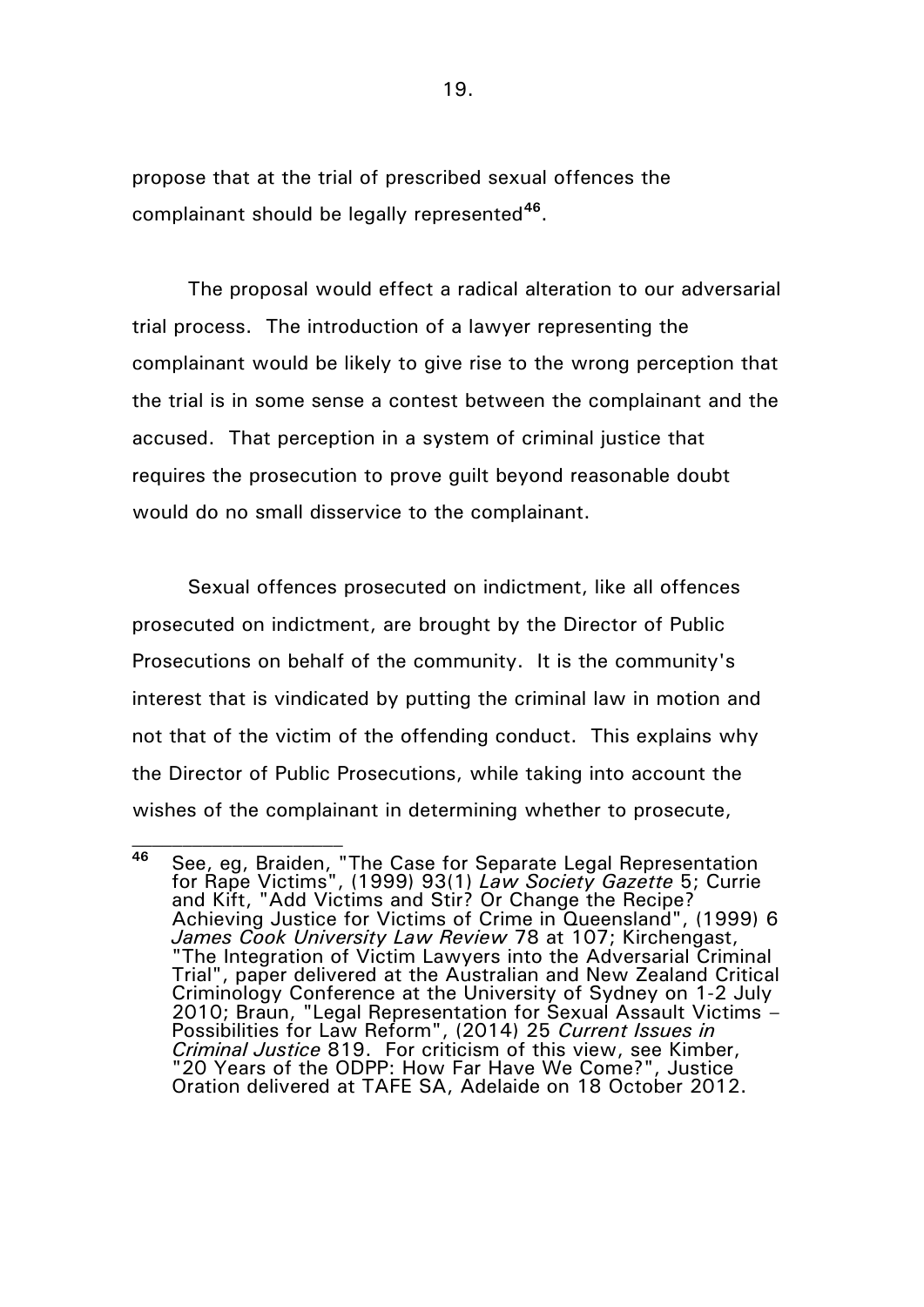propose that at the trial of prescribed sexual offences the complainant should be legally represented[46].

The proposal would effect a radical alteration to our adversarial trial process. The introduction of a lawyer representing the complainant would be likely to give rise to the wrong perception that the trial is in some sense a contest between the complainant and the accused. That perception in a system of criminal justice that requires the prosecution to prove guilt beyond reasonable doubt would do no small disservice to the complainant.

Sexual offences prosecuted on indictment, like all offences prosecuted on indictment, are brought by the Director of Public Prosecutions on behalf of the community. It is the community's interest that is vindicated by putting the criminal law in motion and not that of the victim of the offending conduct. This explains why the Director of Public Prosecutions, while taking into account the wishes of the complainant in determining whether to prosecute,

---

[46] See, eg, Braiden, "The Case for Separate Legal Representation for Rape Victims", (1999) 93(1) *Law Society Gazette* 5; Currie and Kift, "Add Victims and Stir? Or Change the Recipe? Achieving Justice for Victims of Crime in Queensland", (1999) 6 *James Cook University Law Review* 78 at 107; Kirchengast, "The Integration of Victim Lawyers into the Adversarial Criminal Trial", paper delivered at the Australian and New Zealand Critical Criminology Conference at the University of Sydney on 1-2 July 2010; Braun, "Legal Representation for Sexual Assault Victims – Possibilities for Law Reform", (2014) 25 *Current Issues in Criminal Justice* 819. For criticism of this view, see Kimber, "20 Years of the ODPP: How Far Have We Come?", Justice Oration delivered at TAFE SA, Adelaide on 18 October 2012.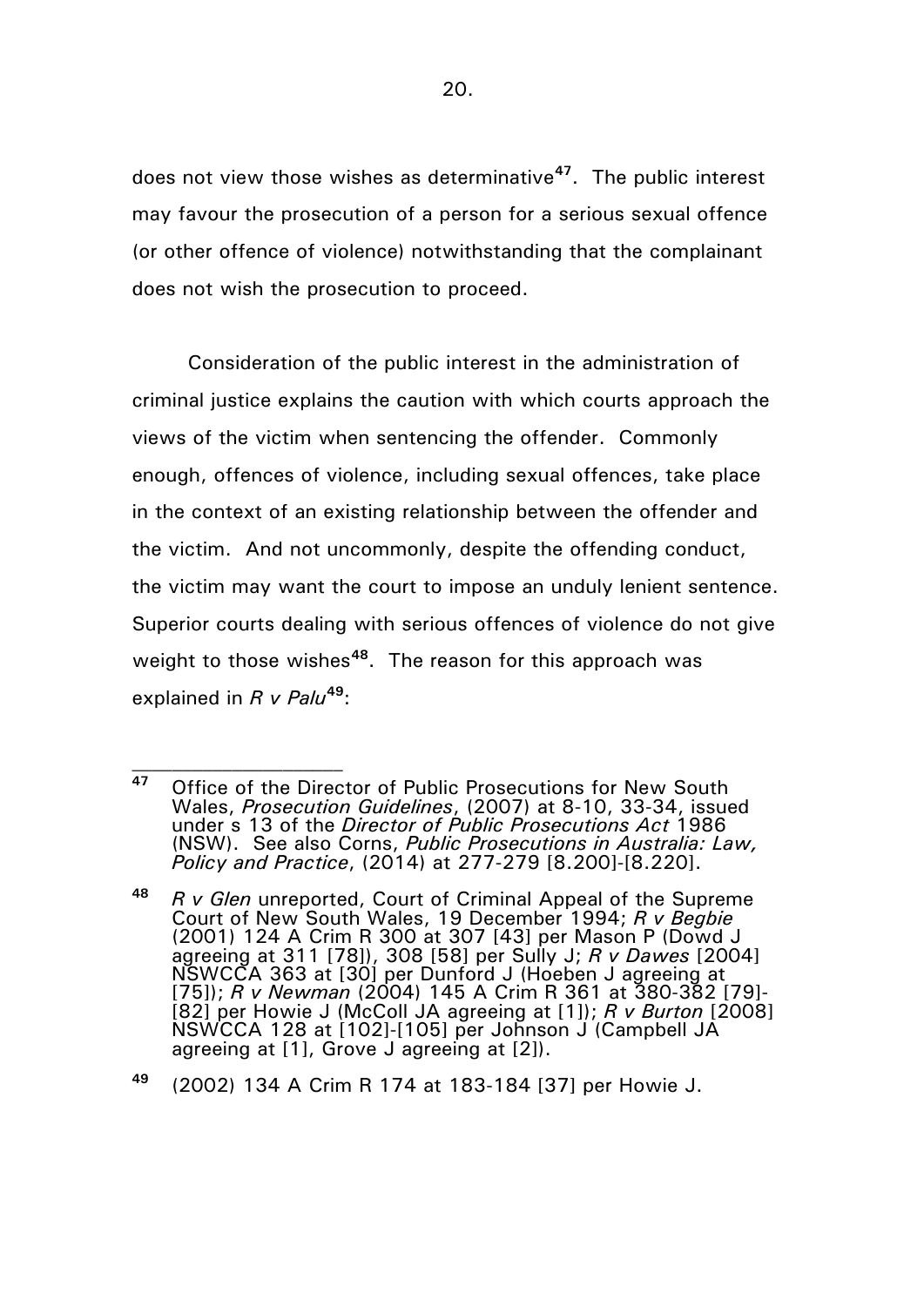does not view those wishes as determinative[47]. The public interest may favour the prosecution of a person for a serious sexual offence (or other offence of violence) notwithstanding that the complainant does not wish the prosecution to proceed.

Consideration of the public interest in the administration of criminal justice explains the caution with which courts approach the views of the victim when sentencing the offender. Commonly enough, offences of violence, including sexual offences, take place in the context of an existing relationship between the offender and the victim. And not uncommonly, despite the offending conduct, the victim may want the court to impose an unduly lenient sentence. Superior courts dealing with serious offences of violence do not give weight to those wishes[48]. The reason for this approach was explained in *R v Palu*[49]:

---

[47] Office of the Director of Public Prosecutions for New South Wales, *Prosecution Guidelines*, (2007) at 8-10, 33-34, issued under s 13 of the *Director of Public Prosecutions Act* 1986 (NSW). See also Corns, *Public Prosecutions in Australia: Law, Policy and Practice*, (2014) at 277-279 [8.200]-[8.220].

[48] *R v Glen* unreported, Court of Criminal Appeal of the Supreme Court of New South Wales, 19 December 1994; *R v Begbie* (2001) 124 A Crim R 300 at 307 [43] per Mason P (Dowd J agreeing at 311 [78]), 308 [58] per Sully J; *R v Dawes* [2004] NSWCCA 363 at [30] per Dunford J (Hoeben J agreeing at [75]); *R v Newman* (2004) 145 A Crim R 361 at 380-382 [79]-[82] per Howie J (McColl JA agreeing at [1]); *R v Burton* [2008] NSWCCA 128 at [102]-[105] per Johnson J (Campbell JA agreeing at [1], Grove J agreeing at [2]).

[49] (2002) 134 A Crim R 174 at 183-184 [37] per Howie J.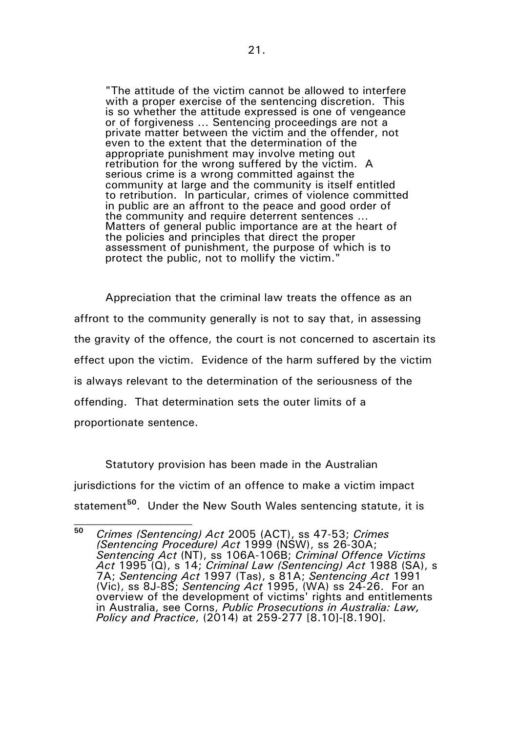> "The attitude of the victim cannot be allowed to interfere with a proper exercise of the sentencing discretion. This is so whether the attitude expressed is one of vengeance or of forgiveness ... Sentencing proceedings are not a private matter between the victim and the offender, not even to the extent that the determination of the appropriate punishment may involve meting out retribution for the wrong suffered by the victim. A serious crime is a wrong committed against the community at large and the community is itself entitled to retribution. In particular, crimes of violence committed in public are an affront to the peace and good order of the community and require deterrent sentences ... Matters of general public importance are at the heart of the policies and principles that direct the proper assessment of punishment, the purpose of which is to protect the public, not to mollify the victim."

Appreciation that the criminal law treats the offence as an affront to the community generally is not to say that, in assessing the gravity of the offence, the court is not concerned to ascertain its effect upon the victim. Evidence of the harm suffered by the victim is always relevant to the determination of the seriousness of the offending. That determination sets the outer limits of a proportionate sentence.

Statutory provision has been made in the Australian jurisdictions for the victim of an offence to make a victim impact statement[50]. Under the New South Wales sentencing statute, it is

---

[50] *Crimes (Sentencing) Act* 2005 (ACT), ss 47-53; *Crimes (Sentencing Procedure) Act* 1999 (NSW), ss 26-30A; *Sentencing Act* (NT), ss 106A-106B; *Criminal Offence Victims Act* 1995 (Q), s 14; *Criminal Law (Sentencing) Act* 1988 (SA), s 7A; *Sentencing Act* 1997 (Tas), s 81A; *Sentencing Act* 1991 (Vic), ss 8J-8S; *Sentencing Act* 1995, (WA) ss 24-26. For an overview of the development of victims' rights and entitlements in Australia, see Corns, *Public Prosecutions in Australia: Law, Policy and Practice*, (2014) at 259-277 [8.10]-[8.190].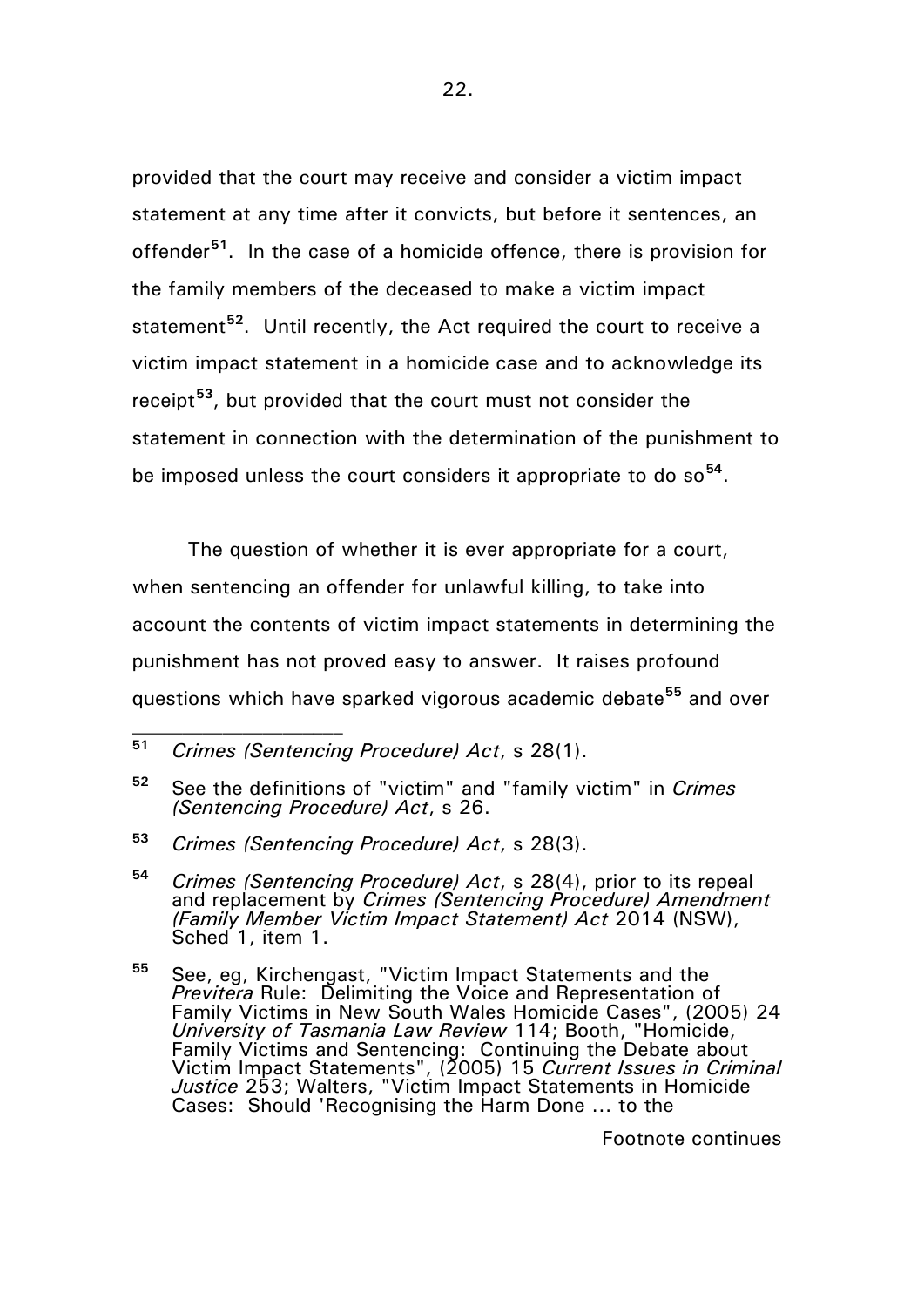provided that the court may receive and consider a victim impact statement at any time after it convicts, but before it sentences, an offender[51]. In the case of a homicide offence, there is provision for the family members of the deceased to make a victim impact statement[52]. Until recently, the Act required the court to receive a victim impact statement in a homicide case and to acknowledge its receipt[53], but provided that the court must not consider the statement in connection with the determination of the punishment to be imposed unless the court considers it appropriate to do so[54].

The question of whether it is ever appropriate for a court, when sentencing an offender for unlawful killing, to take into account the contents of victim impact statements in determining the punishment has not proved easy to answer. It raises profound questions which have sparked vigorous academic debate[55] and over

---

[51] *Crimes (Sentencing Procedure) Act*, s 28(1).

[52] See the definitions of "victim" and "family victim" in *Crimes (Sentencing Procedure) Act*, s 26.

[53] *Crimes (Sentencing Procedure) Act*, s 28(3).

[54] *Crimes (Sentencing Procedure) Act*, s 28(4), prior to its repeal and replacement by *Crimes (Sentencing Procedure) Amendment (Family Member Victim Impact Statement) Act* 2014 (NSW), Sched 1, item 1.

[55] See, eg, Kirchengast, "Victim Impact Statements and the *Previtera* Rule: Delimiting the Voice and Representation of Family Victims in New South Wales Homicide Cases", (2005) 24 *University of Tasmania Law Review* 114; Booth, "Homicide, Family Victims and Sentencing: Continuing the Debate about Victim Impact Statements", (2005) 15 *Current Issues in Criminal Justice* 253; Walters, "Victim Impact Statements in Homicide Cases: Should 'Recognising the Harm Done ... to the

Footnote continues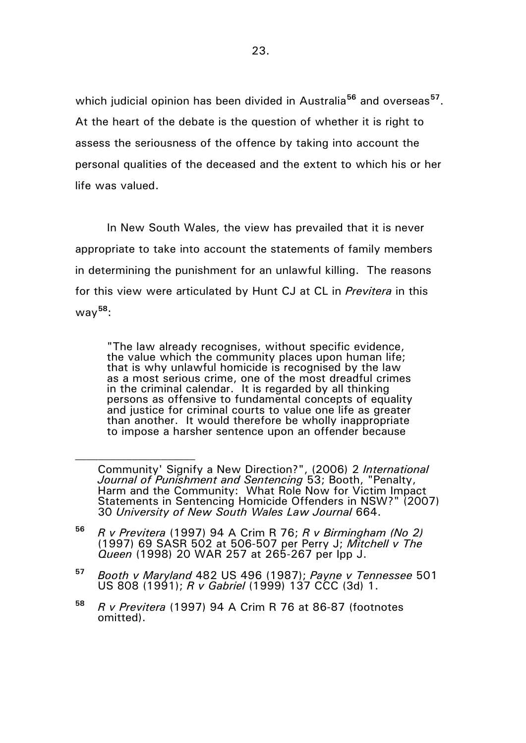which judicial opinion has been divided in Australia[56] and overseas[57]. At the heart of the debate is the question of whether it is right to assess the seriousness of the offence by taking into account the personal qualities of the deceased and the extent to which his or her life was valued.

In New South Wales, the view has prevailed that it is never appropriate to take into account the statements of family members in determining the punishment for an unlawful killing. The reasons for this view were articulated by Hunt CJ at CL in *Previtera* in this way[58]:

> "The law already recognises, without specific evidence, the value which the community places upon human life; that is why unlawful homicide is recognised by the law as a most serious crime, one of the most dreadful crimes in the criminal calendar. It is regarded by all thinking persons as offensive to fundamental concepts of equality and justice for criminal courts to value one life as greater than another. It would therefore be wholly inappropriate to impose a harsher sentence upon an offender because

---

Community' Signify a New Direction?", (2006) 2 *International Journal of Punishment and Sentencing* 53; Booth, "Penalty, Harm and the Community: What Role Now for Victim Impact Statements in Sentencing Homicide Offenders in NSW?" (2007) 30 *University of New South Wales Law Journal* 664.

[56] *R v Previtera* (1997) 94 A Crim R 76; *R v Birmingham (No 2)* (1997) 69 SASR 502 at 506-507 per Perry J; *Mitchell v The Queen* (1998) 20 WAR 257 at 265-267 per Ipp J.

[57] *Booth v Maryland* 482 US 496 (1987); *Payne v Tennessee* 501 US 808 (1991); *R v Gabriel* (1999) 137 CCC (3d) 1.

[58] *R v Previtera* (1997) 94 A Crim R 76 at 86-87 (footnotes omitted).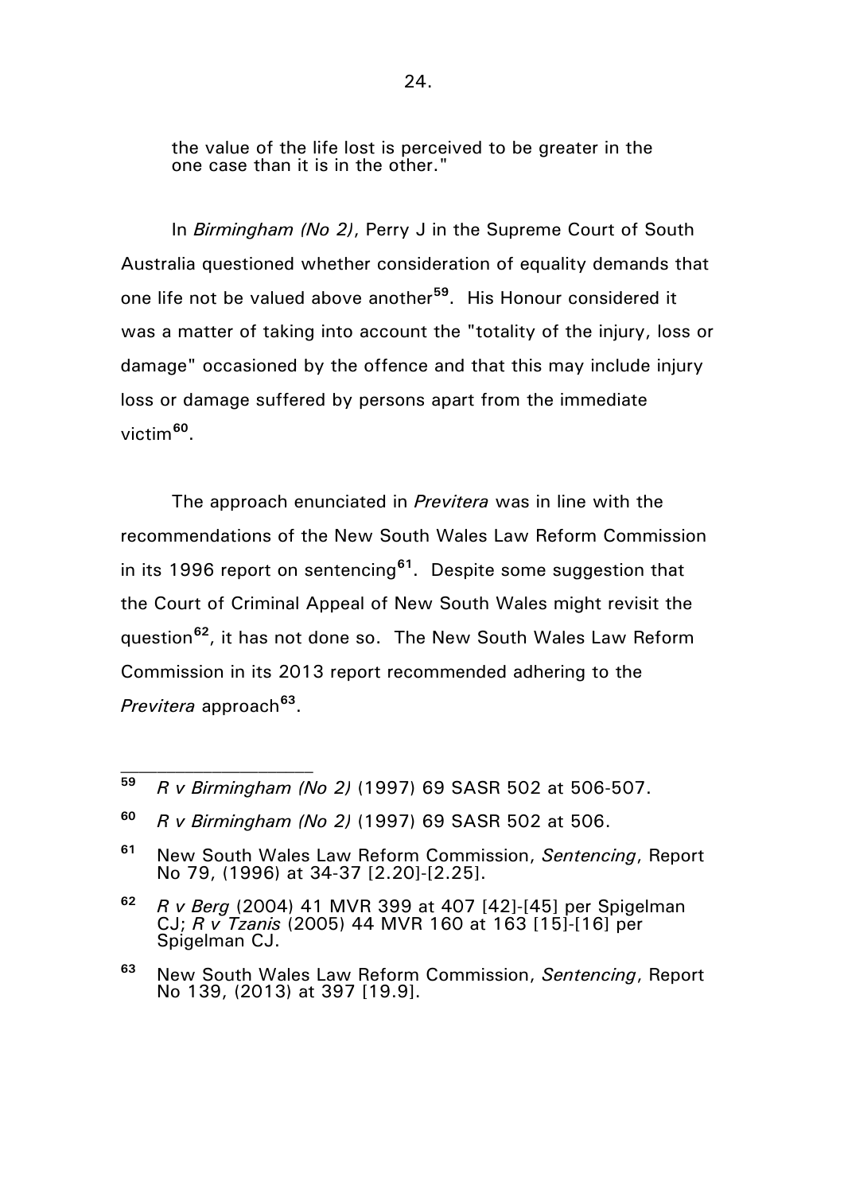the value of the life lost is perceived to be greater in the one case than it is in the other."

In *Birmingham (No 2)*, Perry J in the Supreme Court of South Australia questioned whether consideration of equality demands that one life not be valued above another[59]. His Honour considered it was a matter of taking into account the "totality of the injury, loss or damage" occasioned by the offence and that this may include injury loss or damage suffered by persons apart from the immediate victim[60].

The approach enunciated in *Previtera* was in line with the recommendations of the New South Wales Law Reform Commission in its 1996 report on sentencing[61]. Despite some suggestion that the Court of Criminal Appeal of New South Wales might revisit the question[62], it has not done so. The New South Wales Law Reform Commission in its 2013 report recommended adhering to the *Previtera* approach[63].

---

[59] *R v Birmingham (No 2)* (1997) 69 SASR 502 at 506-507.

[60] *R v Birmingham (No 2)* (1997) 69 SASR 502 at 506.

[61] New South Wales Law Reform Commission, *Sentencing*, Report No 79, (1996) at 34-37 [2.20]-[2.25].

[62] *R v Berg* (2004) 41 MVR 399 at 407 [42]-[45] per Spigelman CJ; *R v Tzanis* (2005) 44 MVR 160 at 163 [15]-[16] per Spigelman CJ.

[63] New South Wales Law Reform Commission, *Sentencing*, Report No 139, (2013) at 397 [19.9].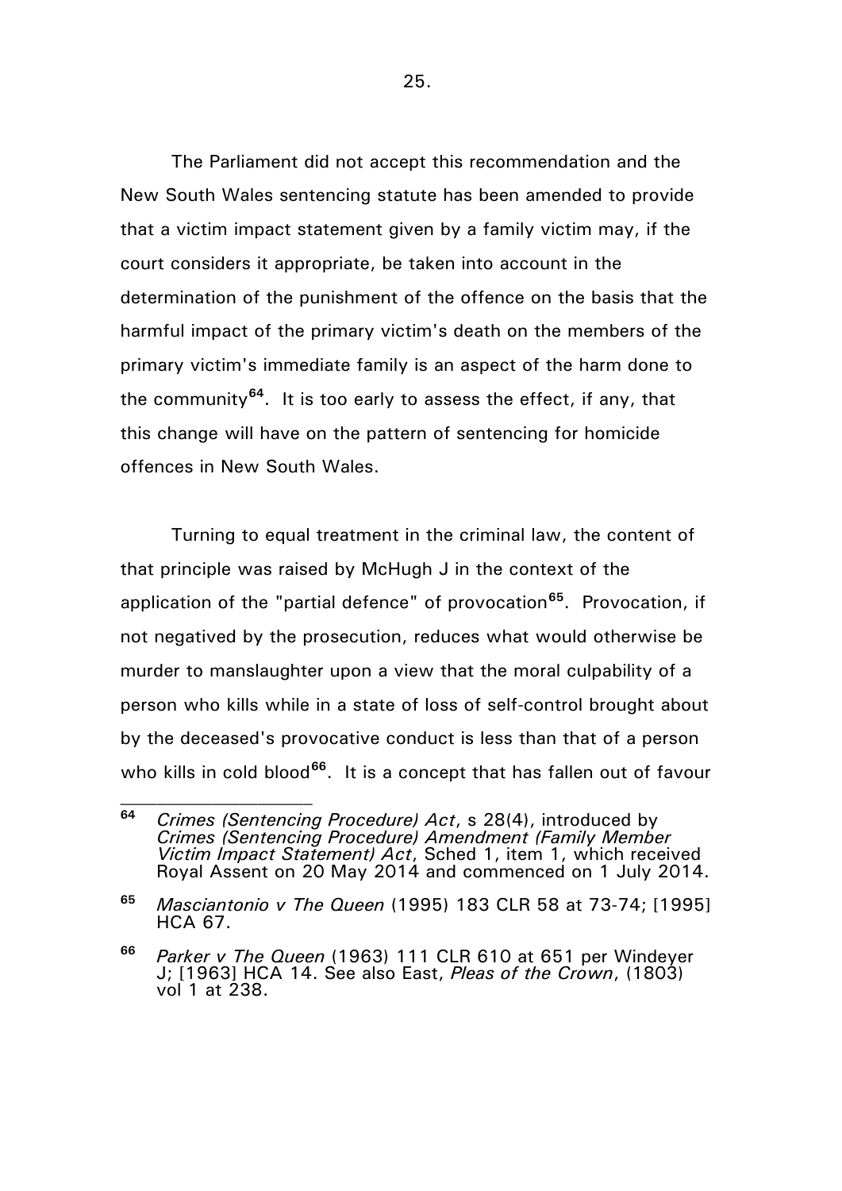The Parliament did not accept this recommendation and the New South Wales sentencing statute has been amended to provide that a victim impact statement given by a family victim may, if the court considers it appropriate, be taken into account in the determination of the punishment of the offence on the basis that the harmful impact of the primary victim's death on the members of the primary victim's immediate family is an aspect of the harm done to the community[64]. It is too early to assess the effect, if any, that this change will have on the pattern of sentencing for homicide offences in New South Wales.

Turning to equal treatment in the criminal law, the content of that principle was raised by McHugh J in the context of the application of the "partial defence" of provocation[65]. Provocation, if not negatived by the prosecution, reduces what would otherwise be murder to manslaughter upon a view that the moral culpability of a person who kills while in a state of loss of self-control brought about by the deceased's provocative conduct is less than that of a person who kills in cold blood[66]. It is a concept that has fallen out of favour

---

**64** *Crimes (Sentencing Procedure) Act*, s 28(4), introduced by *Crimes (Sentencing Procedure) Amendment (Family Member Victim Impact Statement) Act*, Sched 1, item 1, which received Royal Assent on 20 May 2014 and commenced on 1 July 2014.

**65** *Masciantonio v The Queen* (1995) 183 CLR 58 at 73-74; [1995] HCA 67.

**66** *Parker v The Queen* (1963) 111 CLR 610 at 651 per Windeyer J; [1963] HCA 14. See also East, *Pleas of the Crown*, (1803) vol 1 at 238.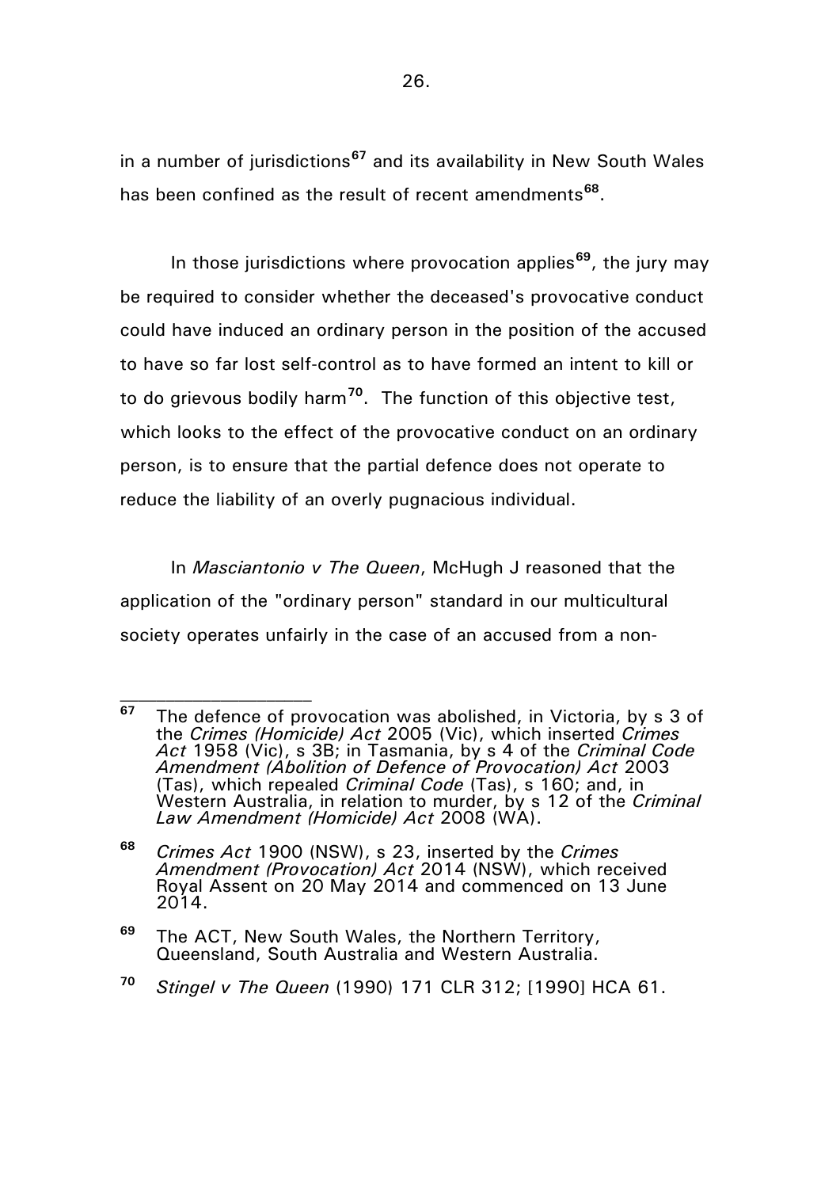in a number of jurisdictions[67] and its availability in New South Wales has been confined as the result of recent amendments[68].

In those jurisdictions where provocation applies[69], the jury may be required to consider whether the deceased's provocative conduct could have induced an ordinary person in the position of the accused to have so far lost self-control as to have formed an intent to kill or to do grievous bodily harm[70]. The function of this objective test, which looks to the effect of the provocative conduct on an ordinary person, is to ensure that the partial defence does not operate to reduce the liability of an overly pugnacious individual.

In *Masciantonio v The Queen*, McHugh J reasoned that the application of the "ordinary person" standard in our multicultural society operates unfairly in the case of an accused from a non-

---

[67] The defence of provocation was abolished, in Victoria, by s 3 of the *Crimes (Homicide) Act* 2005 (Vic), which inserted *Crimes Act* 1958 (Vic), s 3B; in Tasmania, by s 4 of the *Criminal Code Amendment (Abolition of Defence of Provocation) Act* 2003 (Tas), which repealed *Criminal Code* (Tas), s 160; and, in Western Australia, in relation to murder, by s 12 of the *Criminal Law Amendment (Homicide) Act* 2008 (WA).

[68] *Crimes Act* 1900 (NSW), s 23, inserted by the *Crimes Amendment (Provocation) Act* 2014 (NSW), which received Royal Assent on 20 May 2014 and commenced on 13 June 2014.

[69] The ACT, New South Wales, the Northern Territory, Queensland, South Australia and Western Australia.

[70] *Stingel v The Queen* (1990) 171 CLR 312; [1990] HCA 61.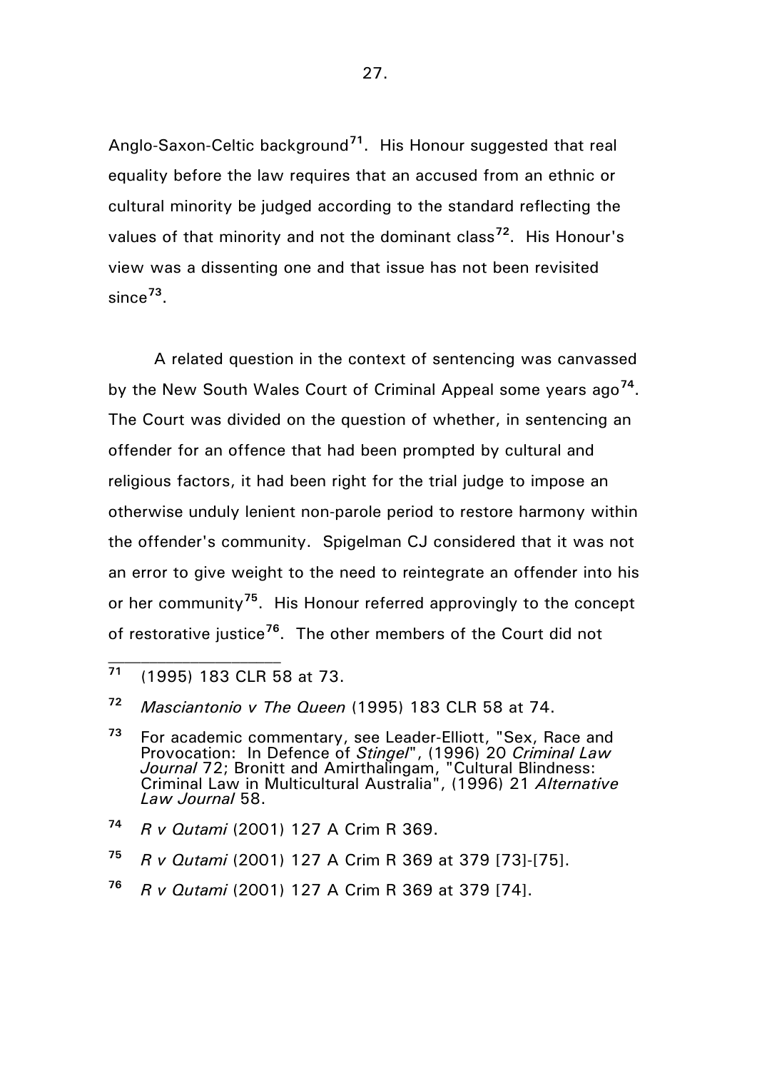Anglo-Saxon-Celtic background[71]. His Honour suggested that real equality before the law requires that an accused from an ethnic or cultural minority be judged according to the standard reflecting the values of that minority and not the dominant class[72]. His Honour's view was a dissenting one and that issue has not been revisited since[73].

A related question in the context of sentencing was canvassed by the New South Wales Court of Criminal Appeal some years ago[74]. The Court was divided on the question of whether, in sentencing an offender for an offence that had been prompted by cultural and religious factors, it had been right for the trial judge to impose an otherwise unduly lenient non-parole period to restore harmony within the offender's community. Spigelman CJ considered that it was not an error to give weight to the need to reintegrate an offender into his or her community[75]. His Honour referred approvingly to the concept of restorative justice[76]. The other members of the Court did not

---

[71] (1995) 183 CLR 58 at 73.

[72] *Masciantonio v The Queen* (1995) 183 CLR 58 at 74.

[73] For academic commentary, see Leader-Elliott, "Sex, Race and Provocation: In Defence of *Stingel*", (1996) 20 *Criminal Law Journal* 72; Bronitt and Amirthalingam, "Cultural Blindness: Criminal Law in Multicultural Australia", (1996) 21 *Alternative Law Journal* 58.

[74] *R v Qutami* (2001) 127 A Crim R 369.

[75] *R v Qutami* (2001) 127 A Crim R 369 at 379 [73]-[75].

[76] *R v Qutami* (2001) 127 A Crim R 369 at 379 [74].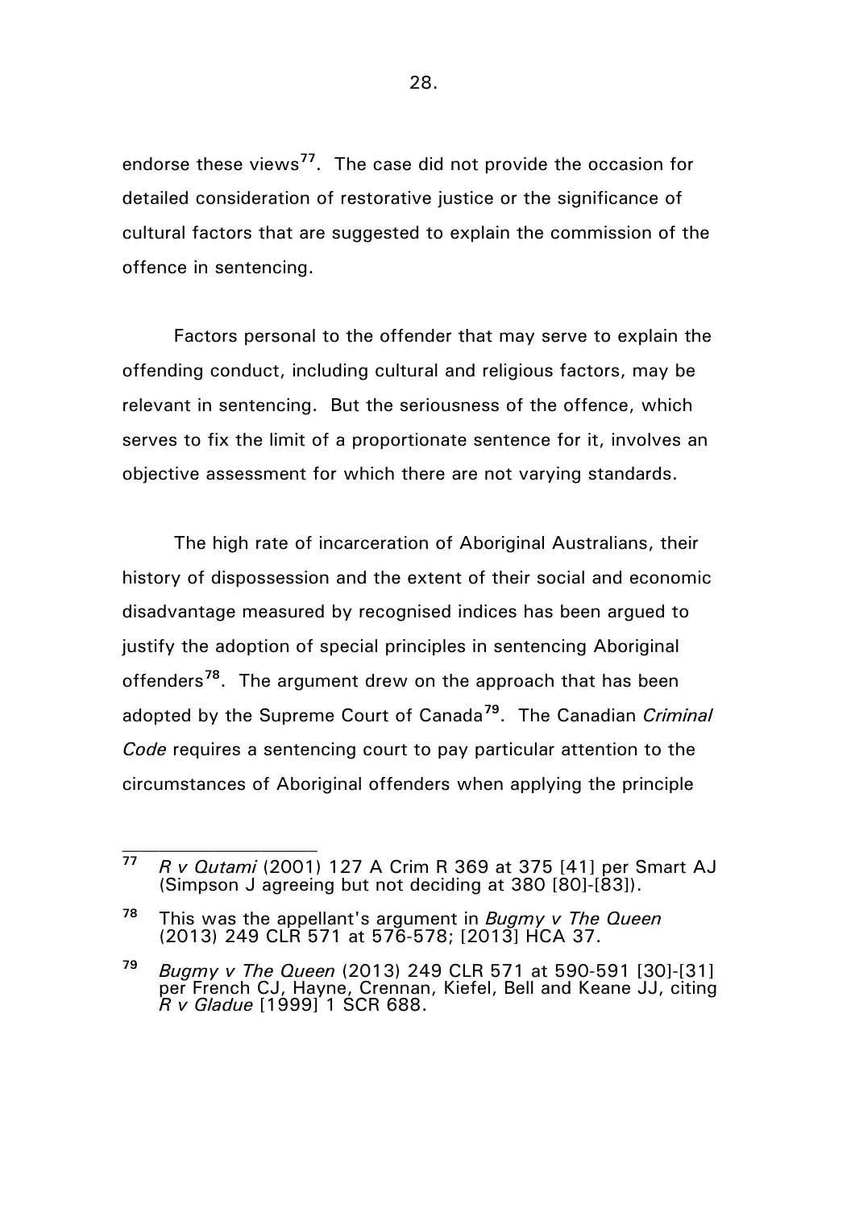endorse these views[77]. The case did not provide the occasion for detailed consideration of restorative justice or the significance of cultural factors that are suggested to explain the commission of the offence in sentencing.

Factors personal to the offender that may serve to explain the offending conduct, including cultural and religious factors, may be relevant in sentencing. But the seriousness of the offence, which serves to fix the limit of a proportionate sentence for it, involves an objective assessment for which there are not varying standards.

The high rate of incarceration of Aboriginal Australians, their history of dispossession and the extent of their social and economic disadvantage measured by recognised indices has been argued to justify the adoption of special principles in sentencing Aboriginal offenders[78]. The argument drew on the approach that has been adopted by the Supreme Court of Canada[79]. The Canadian *Criminal Code* requires a sentencing court to pay particular attention to the circumstances of Aboriginal offenders when applying the principle

---

[77] *R v Qutami* (2001) 127 A Crim R 369 at 375 [41] per Smart AJ (Simpson J agreeing but not deciding at 380 [80]-[83]).

[78] This was the appellant's argument in *Bugmy v The Queen* (2013) 249 CLR 571 at 576-578; [2013] HCA 37.

[79] *Bugmy v The Queen* (2013) 249 CLR 571 at 590-591 [30]-[31] per French CJ, Hayne, Crennan, Kiefel, Bell and Keane JJ, citing *R v Gladue* [1999] 1 SCR 688.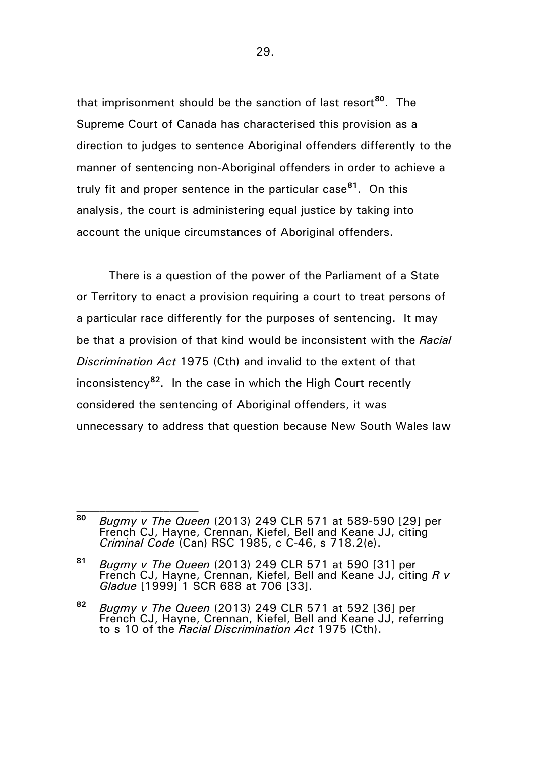that imprisonment should be the sanction of last resort[80]. The Supreme Court of Canada has characterised this provision as a direction to judges to sentence Aboriginal offenders differently to the manner of sentencing non-Aboriginal offenders in order to achieve a truly fit and proper sentence in the particular case[81]. On this analysis, the court is administering equal justice by taking into account the unique circumstances of Aboriginal offenders.

There is a question of the power of the Parliament of a State or Territory to enact a provision requiring a court to treat persons of a particular race differently for the purposes of sentencing. It may be that a provision of that kind would be inconsistent with the *Racial Discrimination Act* 1975 (Cth) and invalid to the extent of that inconsistency[82]. In the case in which the High Court recently considered the sentencing of Aboriginal offenders, it was unnecessary to address that question because New South Wales law

---

[80] *Bugmy v The Queen* (2013) 249 CLR 571 at 589-590 [29] per French CJ, Hayne, Crennan, Kiefel, Bell and Keane JJ, citing *Criminal Code* (Can) RSC 1985, c C-46, s 718.2(e).

[81] *Bugmy v The Queen* (2013) 249 CLR 571 at 590 [31] per French CJ, Hayne, Crennan, Kiefel, Bell and Keane JJ, citing *R v Gladue* [1999] 1 SCR 688 at 706 [33].

[82] *Bugmy v The Queen* (2013) 249 CLR 571 at 592 [36] per French CJ, Hayne, Crennan, Kiefel, Bell and Keane JJ, referring to s 10 of the *Racial Discrimination Act* 1975 (Cth).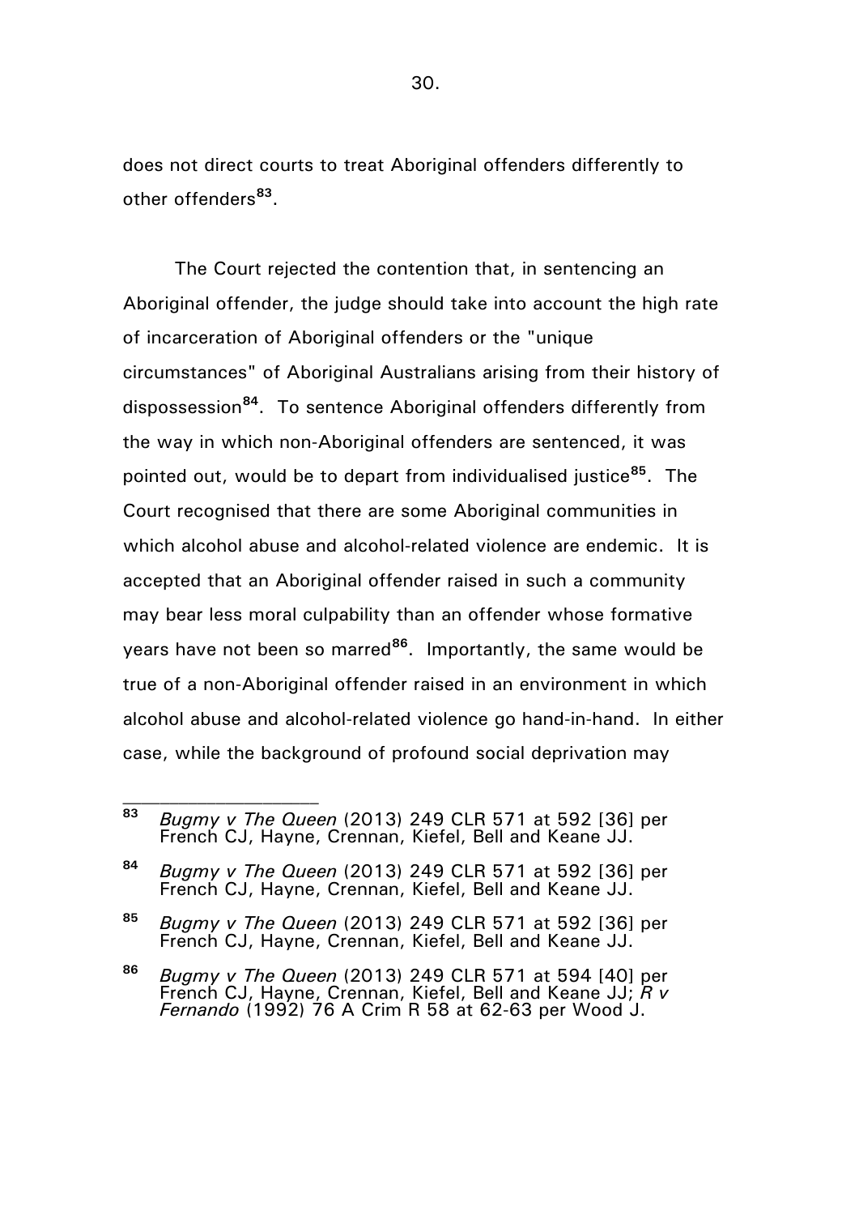does not direct courts to treat Aboriginal offenders differently to other offenders[83].

The Court rejected the contention that, in sentencing an Aboriginal offender, the judge should take into account the high rate of incarceration of Aboriginal offenders or the "unique circumstances" of Aboriginal Australians arising from their history of dispossession[84]. To sentence Aboriginal offenders differently from the way in which non-Aboriginal offenders are sentenced, it was pointed out, would be to depart from individualised justice[85]. The Court recognised that there are some Aboriginal communities in which alcohol abuse and alcohol-related violence are endemic. It is accepted that an Aboriginal offender raised in such a community may bear less moral culpability than an offender whose formative years have not been so marred[86]. Importantly, the same would be true of a non-Aboriginal offender raised in an environment in which alcohol abuse and alcohol-related violence go hand-in-hand. In either case, while the background of profound social deprivation may

---

[83] *Bugmy v The Queen* (2013) 249 CLR 571 at 592 [36] per French CJ, Hayne, Crennan, Kiefel, Bell and Keane JJ.

[84] *Bugmy v The Queen* (2013) 249 CLR 571 at 592 [36] per French CJ, Hayne, Crennan, Kiefel, Bell and Keane JJ.

[85] *Bugmy v The Queen* (2013) 249 CLR 571 at 592 [36] per French CJ, Hayne, Crennan, Kiefel, Bell and Keane JJ.

[86] *Bugmy v The Queen* (2013) 249 CLR 571 at 594 [40] per French CJ, Hayne, Crennan, Kiefel, Bell and Keane JJ; *R v Fernando* (1992) 76 A Crim R 58 at 62-63 per Wood J.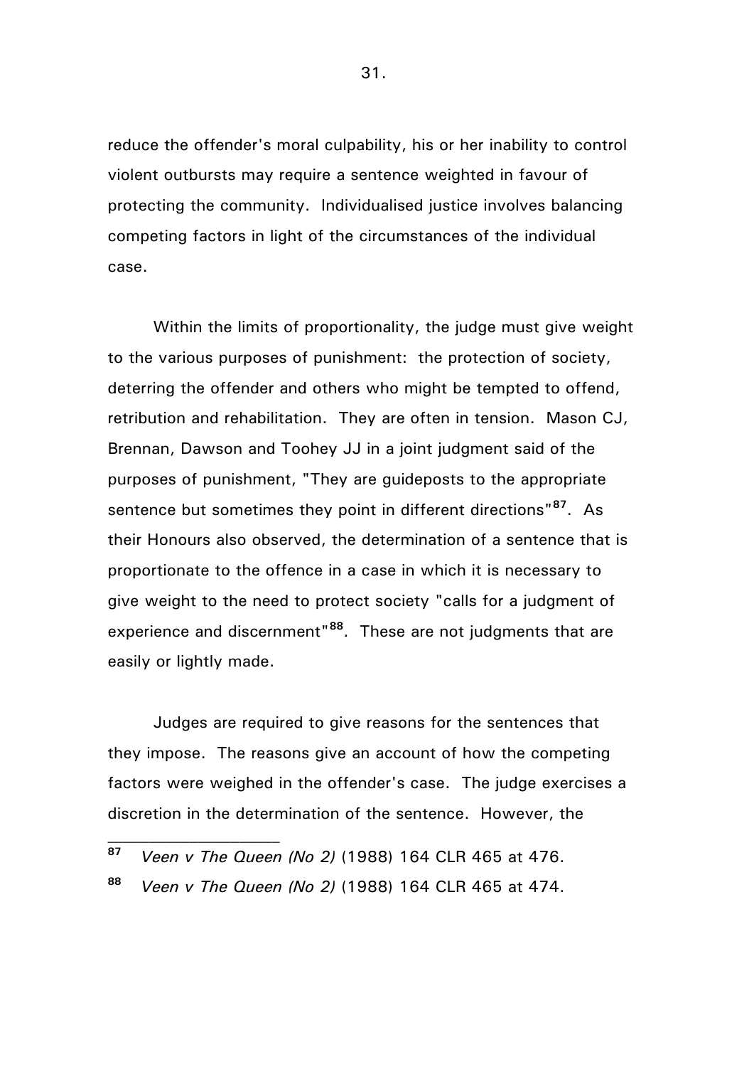reduce the offender's moral culpability, his or her inability to control violent outbursts may require a sentence weighted in favour of protecting the community. Individualised justice involves balancing competing factors in light of the circumstances of the individual case.

Within the limits of proportionality, the judge must give weight to the various purposes of punishment: the protection of society, deterring the offender and others who might be tempted to offend, retribution and rehabilitation. They are often in tension. Mason CJ, Brennan, Dawson and Toohey JJ in a joint judgment said of the purposes of punishment, "They are guideposts to the appropriate sentence but sometimes they point in different directions"[87]. As their Honours also observed, the determination of a sentence that is proportionate to the offence in a case in which it is necessary to give weight to the need to protect society "calls for a judgment of experience and discernment"[88]. These are not judgments that are easily or lightly made.

Judges are required to give reasons for the sentences that they impose. The reasons give an account of how the competing factors were weighed in the offender's case. The judge exercises a discretion in the determination of the sentence. However, the

---

[87] *Veen v The Queen (No 2)* (1988) 164 CLR 465 at 476.

[88] *Veen v The Queen (No 2)* (1988) 164 CLR 465 at 474.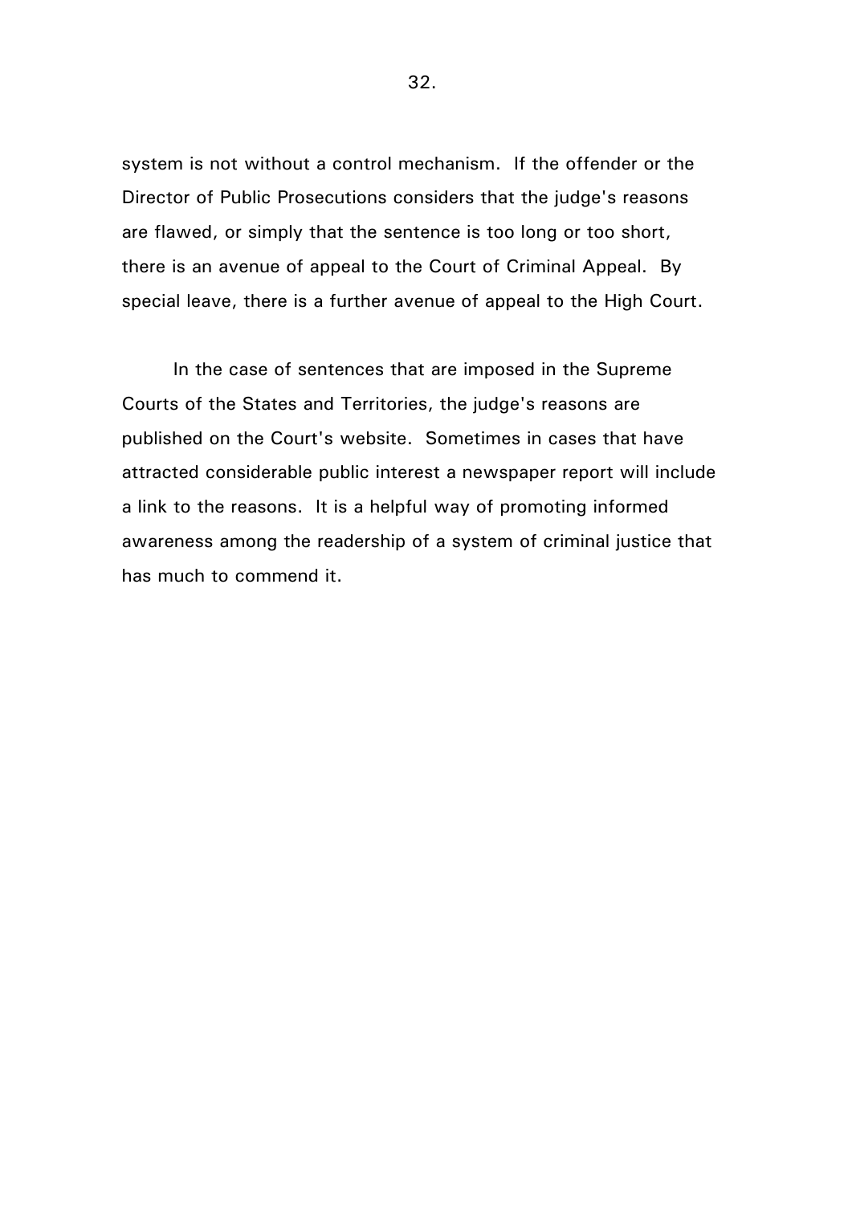system is not without a control mechanism. If the offender or the Director of Public Prosecutions considers that the judge's reasons are flawed, or simply that the sentence is too long or too short, there is an avenue of appeal to the Court of Criminal Appeal. By special leave, there is a further avenue of appeal to the High Court.

In the case of sentences that are imposed in the Supreme Courts of the States and Territories, the judge's reasons are published on the Court's website. Sometimes in cases that have attracted considerable public interest a newspaper report will include a link to the reasons. It is a helpful way of promoting informed awareness among the readership of a system of criminal justice that has much to commend it.